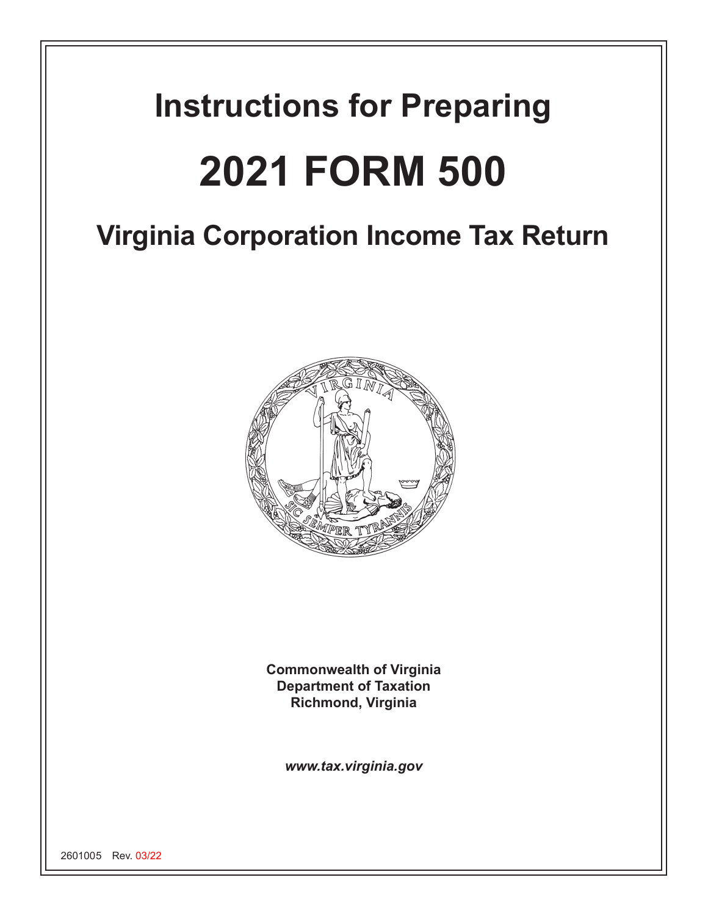# Instructions for Preparing

# 2021 FORM 500

## Virginia Corporation Income Tax Return

**Commonwealth of Virginia**
**Department of Taxation**
**Richmond, Virginia**

***www.tax.virginia.gov***

2601005 Rev. 03/22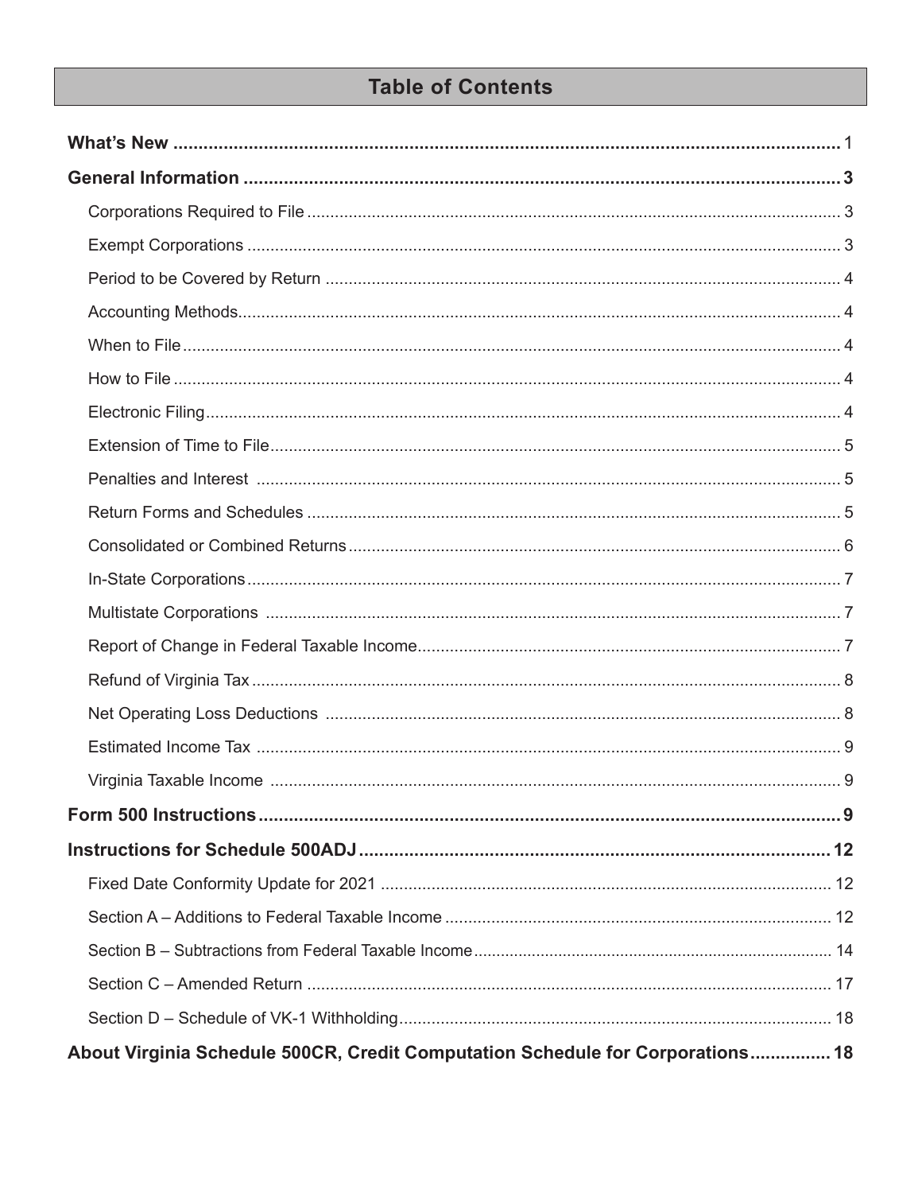## Table of Contents

**What's New** .......... 1

**General Information** .......... **3**

- Corporations Required to File .......... 3
- Exempt Corporations .......... 3
- Period to be Covered by Return .......... 4
- Accounting Methods .......... 4
- When to File .......... 4
- How to File .......... 4
- Electronic Filing .......... 4
- Extension of Time to File .......... 5
- Penalties and Interest .......... 5
- Return Forms and Schedules .......... 5
- Consolidated or Combined Returns .......... 6
- In-State Corporations .......... 7
- Multistate Corporations .......... 7
- Report of Change in Federal Taxable Income .......... 7
- Refund of Virginia Tax .......... 8
- Net Operating Loss Deductions .......... 8
- Estimated Income Tax .......... 9
- Virginia Taxable Income .......... 9

**Form 500 Instructions** .......... **9**

**Instructions for Schedule 500ADJ** .......... **12**

- Fixed Date Conformity Update for 2021 .......... 12
- Section A – Additions to Federal Taxable Income .......... 12
- Section B – Subtractions from Federal Taxable Income .......... 14
- Section C – Amended Return .......... 17
- Section D – Schedule of VK-1 Withholding .......... 18

**About Virginia Schedule 500CR, Credit Computation Schedule for Corporations** .......... **18**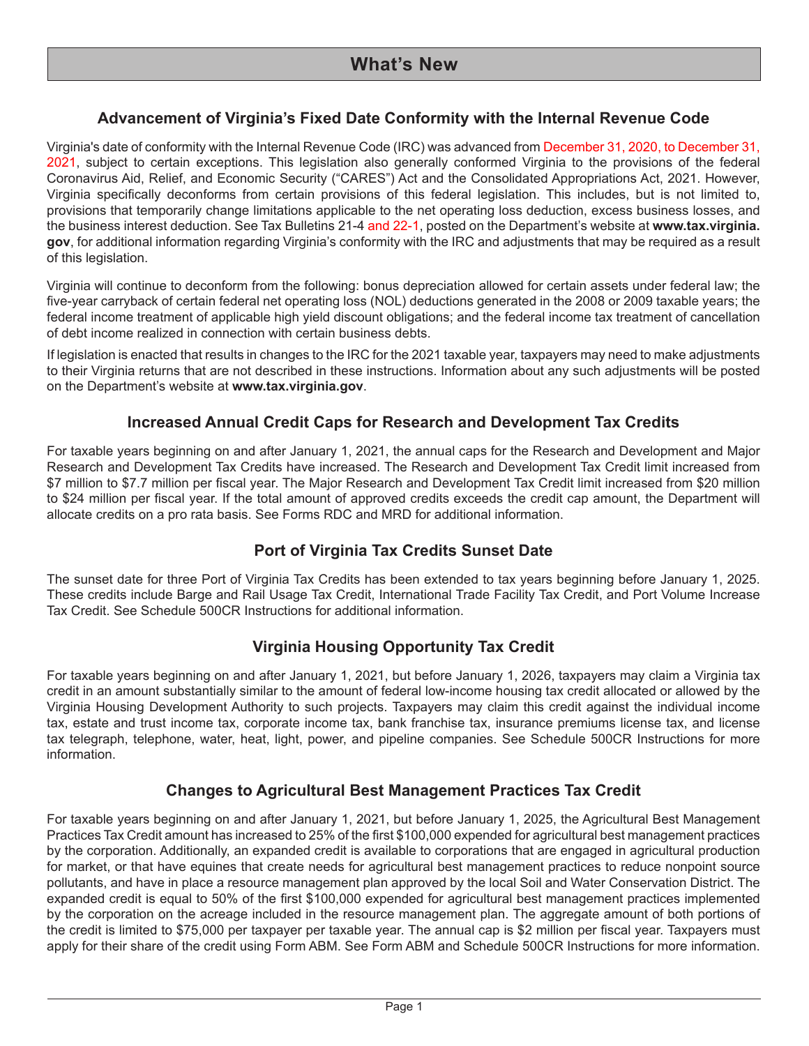# What's New

## Advancement of Virginia's Fixed Date Conformity with the Internal Revenue Code

Virginia's date of conformity with the Internal Revenue Code (IRC) was advanced from December 31, 2020, to December 31, 2021, subject to certain exceptions. This legislation also generally conformed Virginia to the provisions of the federal Coronavirus Aid, Relief, and Economic Security ("CARES") Act and the Consolidated Appropriations Act, 2021. However, Virginia specifically deconforms from certain provisions of this federal legislation. This includes, but is not limited to, provisions that temporarily change limitations applicable to the net operating loss deduction, excess business losses, and the business interest deduction. See Tax Bulletins 21-4 and 22-1, posted on the Department's website at **www.tax.virginia.gov**, for additional information regarding Virginia's conformity with the IRC and adjustments that may be required as a result of this legislation.

Virginia will continue to deconform from the following: bonus depreciation allowed for certain assets under federal law; the five-year carryback of certain federal net operating loss (NOL) deductions generated in the 2008 or 2009 taxable years; the federal income tax treatment of applicable high yield discount obligations; and the federal income tax treatment of cancellation of debt income realized in connection with certain business debts.

If legislation is enacted that results in changes to the IRC for the 2021 taxable year, taxpayers may need to make adjustments to their Virginia returns that are not described in these instructions. Information about any such adjustments will be posted on the Department's website at **www.tax.virginia.gov**.

## Increased Annual Credit Caps for Research and Development Tax Credits

For taxable years beginning on and after January 1, 2021, the annual caps for the Research and Development and Major Research and Development Tax Credits have increased. The Research and Development Tax Credit limit increased from $7 million to $7.7 million per fiscal year. The Major Research and Development Tax Credit limit increased from $20 million to $24 million per fiscal year. If the total amount of approved credits exceeds the credit cap amount, the Department will allocate credits on a pro rata basis. See Forms RDC and MRD for additional information.

## Port of Virginia Tax Credits Sunset Date

The sunset date for three Port of Virginia Tax Credits has been extended to tax years beginning before January 1, 2025. These credits include Barge and Rail Usage Tax Credit, International Trade Facility Tax Credit, and Port Volume Increase Tax Credit. See Schedule 500CR Instructions for additional information.

## Virginia Housing Opportunity Tax Credit

For taxable years beginning on and after January 1, 2021, but before January 1, 2026, taxpayers may claim a Virginia tax credit in an amount substantially similar to the amount of federal low-income housing tax credit allocated or allowed by the Virginia Housing Development Authority to such projects. Taxpayers may claim this credit against the individual income tax, estate and trust income tax, corporate income tax, bank franchise tax, insurance premiums license tax, and license tax telegraph, telephone, water, heat, light, power, and pipeline companies. See Schedule 500CR Instructions for more information.

## Changes to Agricultural Best Management Practices Tax Credit

For taxable years beginning on and after January 1, 2021, but before January 1, 2025, the Agricultural Best Management Practices Tax Credit amount has increased to 25% of the first $100,000 expended for agricultural best management practices by the corporation. Additionally, an expanded credit is available to corporations that are engaged in agricultural production for market, or that have equines that create needs for agricultural best management practices to reduce nonpoint source pollutants, and have in place a resource management plan approved by the local Soil and Water Conservation District. The expanded credit is equal to 50% of the first $100,000 expended for agricultural best management practices implemented by the corporation on the acreage included in the resource management plan. The aggregate amount of both portions of the credit is limited to $75,000 per taxpayer per taxable year. The annual cap is $2 million per fiscal year. Taxpayers must apply for their share of the credit using Form ABM. See Form ABM and Schedule 500CR Instructions for more information.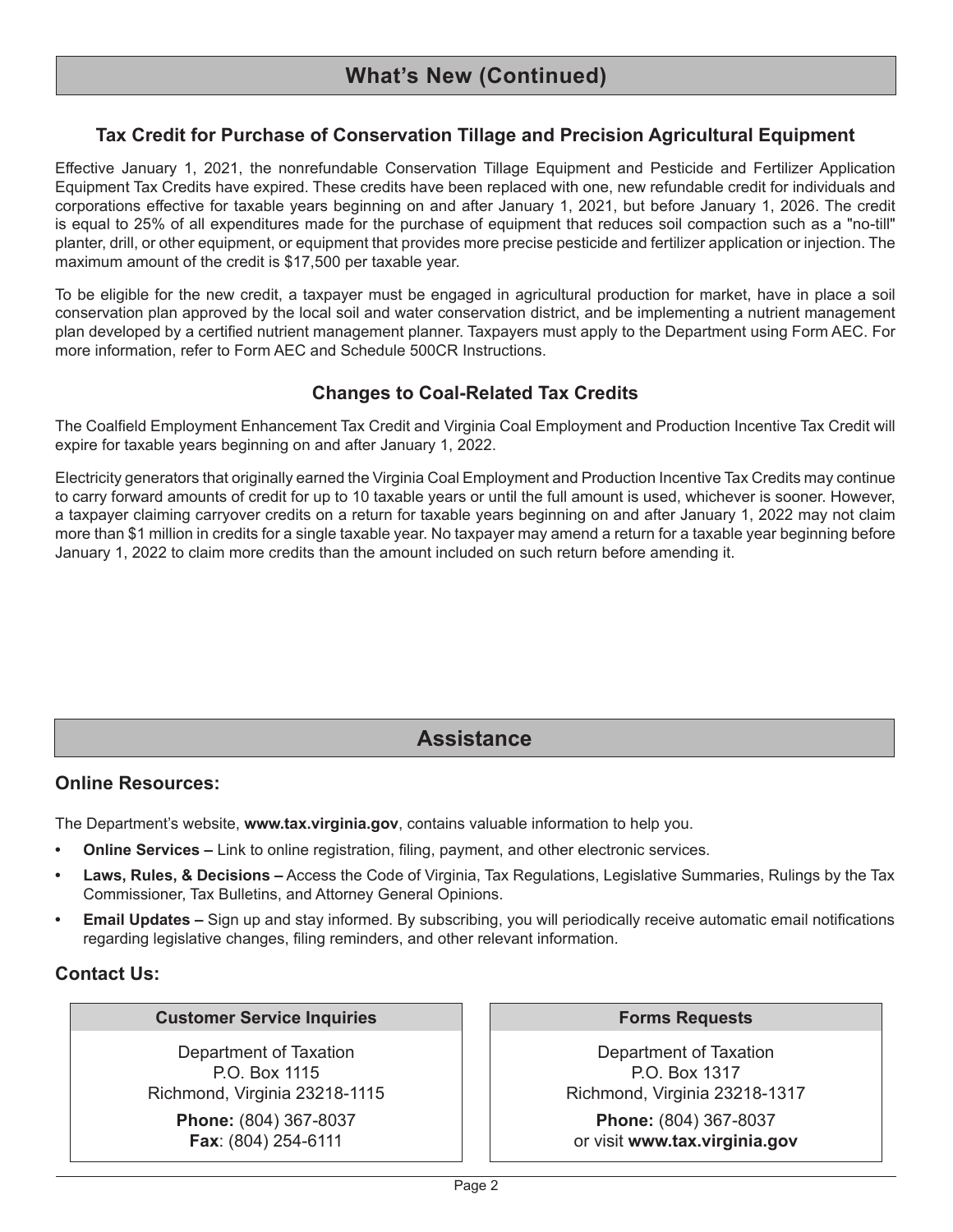## What's New (Continued)

### Tax Credit for Purchase of Conservation Tillage and Precision Agricultural Equipment

Effective January 1, 2021, the nonrefundable Conservation Tillage Equipment and Pesticide and Fertilizer Application Equipment Tax Credits have expired. These credits have been replaced with one, new refundable credit for individuals and corporations effective for taxable years beginning on and after January 1, 2021, but before January 1, 2026. The credit is equal to 25% of all expenditures made for the purchase of equipment that reduces soil compaction such as a "no-till" planter, drill, or other equipment, or equipment that provides more precise pesticide and fertilizer application or injection. The maximum amount of the credit is $17,500 per taxable year.

To be eligible for the new credit, a taxpayer must be engaged in agricultural production for market, have in place a soil conservation plan approved by the local soil and water conservation district, and be implementing a nutrient management plan developed by a certified nutrient management planner. Taxpayers must apply to the Department using Form AEC. For more information, refer to Form AEC and Schedule 500CR Instructions.

### Changes to Coal-Related Tax Credits

The Coalfield Employment Enhancement Tax Credit and Virginia Coal Employment and Production Incentive Tax Credit will expire for taxable years beginning on and after January 1, 2022.

Electricity generators that originally earned the Virginia Coal Employment and Production Incentive Tax Credits may continue to carry forward amounts of credit for up to 10 taxable years or until the full amount is used, whichever is sooner. However, a taxpayer claiming carryover credits on a return for taxable years beginning on and after January 1, 2022 may not claim more than $1 million in credits for a single taxable year. No taxpayer may amend a return for a taxable year beginning before January 1, 2022 to claim more credits than the amount included on such return before amending it.

## Assistance

### Online Resources:

The Department's website, **www.tax.virginia.gov**, contains valuable information to help you.

- **Online Services –** Link to online registration, filing, payment, and other electronic services.
- **Laws, Rules, & Decisions –** Access the Code of Virginia, Tax Regulations, Legislative Summaries, Rulings by the Tax Commissioner, Tax Bulletins, and Attorney General Opinions.
- **Email Updates –** Sign up and stay informed. By subscribing, you will periodically receive automatic email notifications regarding legislative changes, filing reminders, and other relevant information.

### Contact Us:

**Customer Service Inquiries**

Department of Taxation
P.O. Box 1115
Richmond, Virginia 23218-1115

**Phone:** (804) 367-8037
**Fax**: (804) 254-6111

**Forms Requests**

Department of Taxation
P.O. Box 1317
Richmond, Virginia 23218-1317

**Phone:** (804) 367-8037
or visit **www.tax.virginia.gov**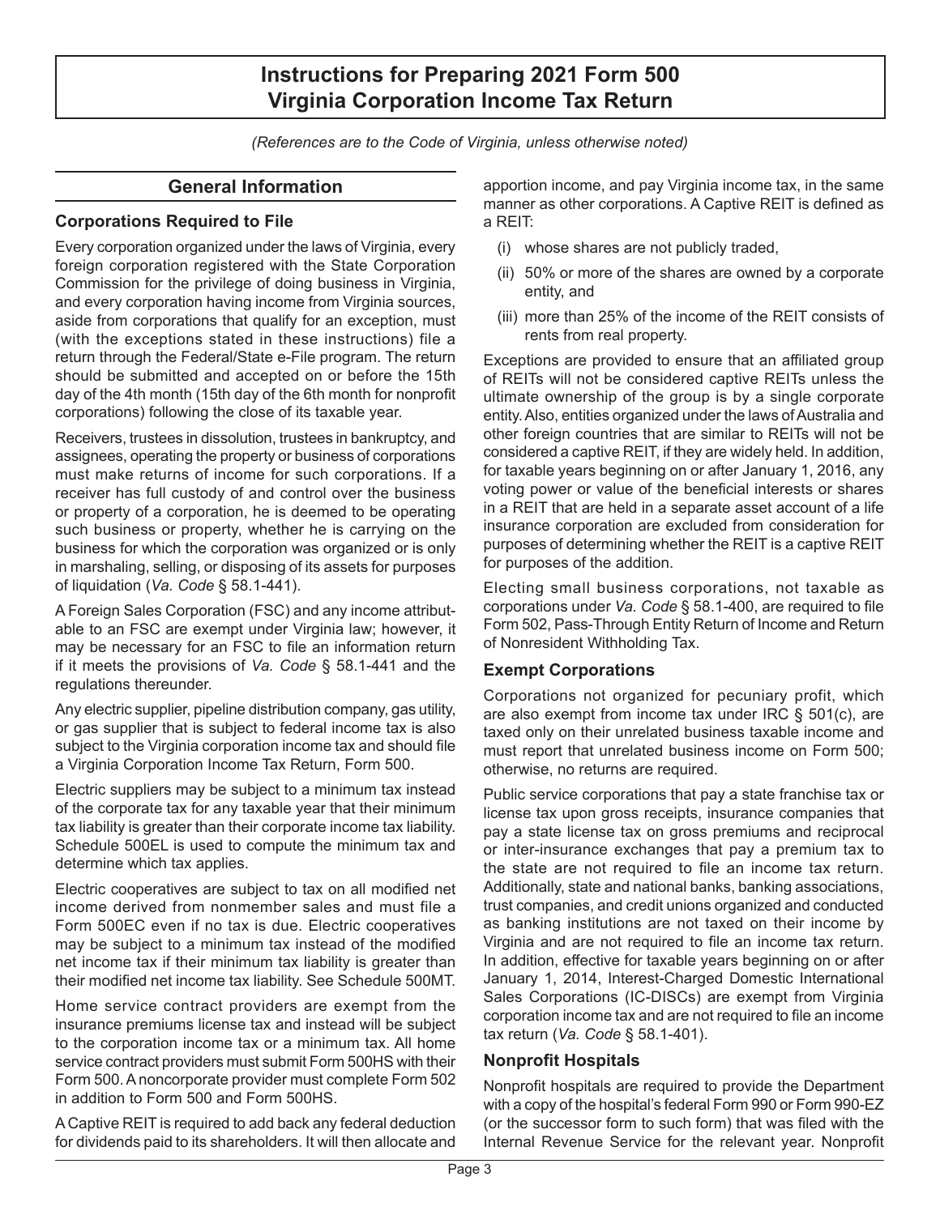# Instructions for Preparing 2021 Form 500 Virginia Corporation Income Tax Return

*(References are to the Code of Virginia, unless otherwise noted)*

## General Information

### Corporations Required to File

Every corporation organized under the laws of Virginia, every foreign corporation registered with the State Corporation Commission for the privilege of doing business in Virginia, and every corporation having income from Virginia sources, aside from corporations that qualify for an exception, must (with the exceptions stated in these instructions) file a return through the Federal/State e-File program. The return should be submitted and accepted on or before the 15th day of the 4th month (15th day of the 6th month for nonprofit corporations) following the close of its taxable year.

Receivers, trustees in dissolution, trustees in bankruptcy, and assignees, operating the property or business of corporations must make returns of income for such corporations. If a receiver has full custody of and control over the business or property of a corporation, he is deemed to be operating such business or property, whether he is carrying on the business for which the corporation was organized or is only in marshaling, selling, or disposing of its assets for purposes of liquidation (*Va. Code* § 58.1-441).

A Foreign Sales Corporation (FSC) and any income attributable to an FSC are exempt under Virginia law; however, it may be necessary for an FSC to file an information return if it meets the provisions of *Va. Code* § 58.1-441 and the regulations thereunder.

Any electric supplier, pipeline distribution company, gas utility, or gas supplier that is subject to federal income tax is also subject to the Virginia corporation income tax and should file a Virginia Corporation Income Tax Return, Form 500.

Electric suppliers may be subject to a minimum tax instead of the corporate tax for any taxable year that their minimum tax liability is greater than their corporate income tax liability. Schedule 500EL is used to compute the minimum tax and determine which tax applies.

Electric cooperatives are subject to tax on all modified net income derived from nonmember sales and must file a Form 500EC even if no tax is due. Electric cooperatives may be subject to a minimum tax instead of the modified net income tax if their minimum tax liability is greater than their modified net income tax liability. See Schedule 500MT.

Home service contract providers are exempt from the insurance premiums license tax and instead will be subject to the corporation income tax or a minimum tax. All home service contract providers must submit Form 500HS with their Form 500. A noncorporate provider must complete Form 502 in addition to Form 500 and Form 500HS.

A Captive REIT is required to add back any federal deduction for dividends paid to its shareholders. It will then allocate and apportion income, and pay Virginia income tax, in the same manner as other corporations. A Captive REIT is defined as a REIT:

(i) whose shares are not publicly traded,

(ii) 50% or more of the shares are owned by a corporate entity, and

(iii) more than 25% of the income of the REIT consists of rents from real property.

Exceptions are provided to ensure that an affiliated group of REITs will not be considered captive REITs unless the ultimate ownership of the group is by a single corporate entity. Also, entities organized under the laws of Australia and other foreign countries that are similar to REITs will not be considered a captive REIT, if they are widely held. In addition, for taxable years beginning on or after January 1, 2016, any voting power or value of the beneficial interests or shares in a REIT that are held in a separate asset account of a life insurance corporation are excluded from consideration for purposes of determining whether the REIT is a captive REIT for purposes of the addition.

Electing small business corporations, not taxable as corporations under *Va. Code* § 58.1-400, are required to file Form 502, Pass-Through Entity Return of Income and Return of Nonresident Withholding Tax.

### Exempt Corporations

Corporations not organized for pecuniary profit, which are also exempt from income tax under IRC § 501(c), are taxed only on their unrelated business taxable income and must report that unrelated business income on Form 500; otherwise, no returns are required.

Public service corporations that pay a state franchise tax or license tax upon gross receipts, insurance companies that pay a state license tax on gross premiums and reciprocal or inter-insurance exchanges that pay a premium tax to the state are not required to file an income tax return. Additionally, state and national banks, banking associations, trust companies, and credit unions organized and conducted as banking institutions are not taxed on their income by Virginia and are not required to file an income tax return. In addition, effective for taxable years beginning on or after January 1, 2014, Interest-Charged Domestic International Sales Corporations (IC-DISCs) are exempt from Virginia corporation income tax and are not required to file an income tax return (*Va. Code* § 58.1-401).

### Nonprofit Hospitals

Nonprofit hospitals are required to provide the Department with a copy of the hospital's federal Form 990 or Form 990-EZ (or the successor form to such form) that was filed with the Internal Revenue Service for the relevant year. Nonprofit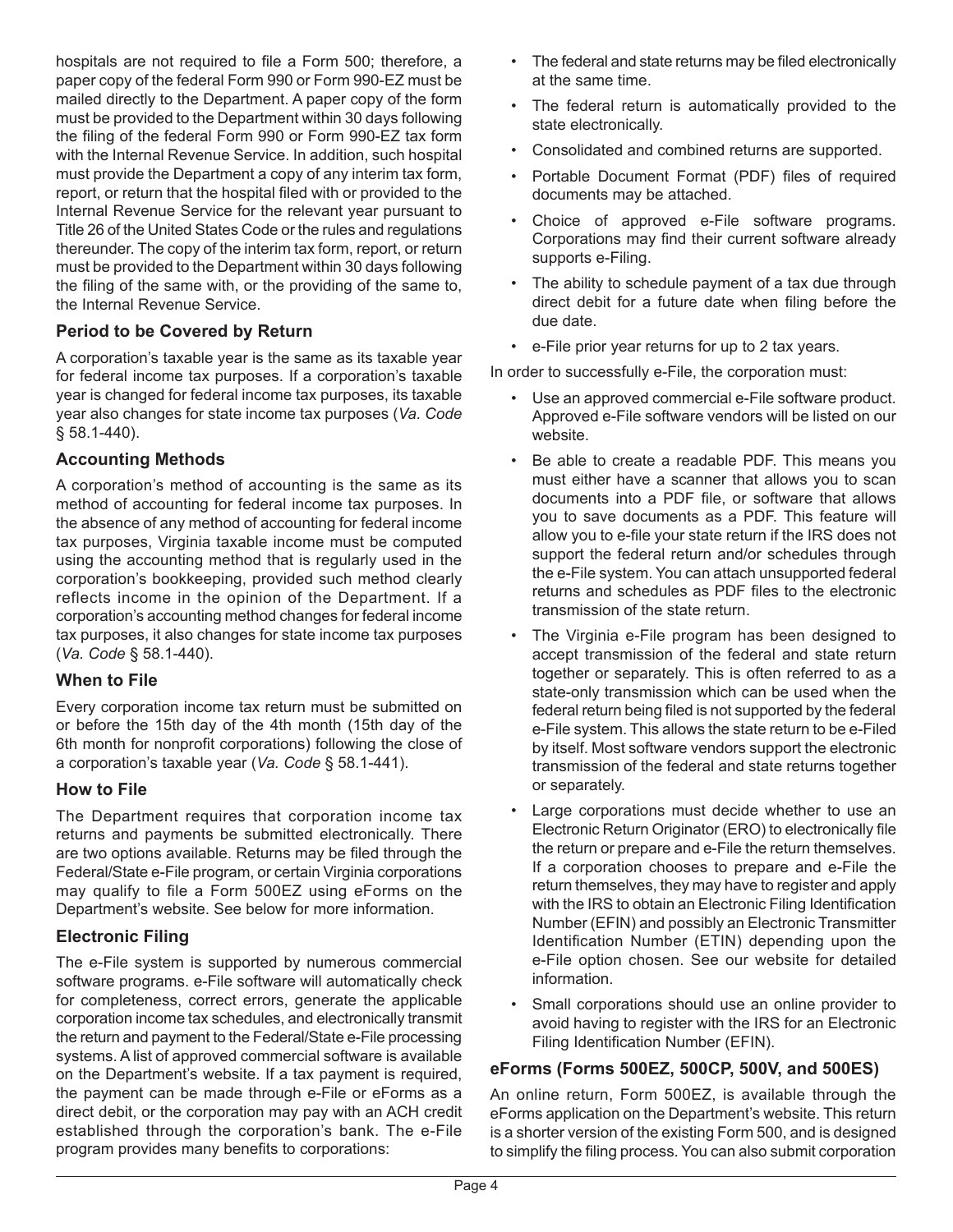hospitals are not required to file a Form 500; therefore, a paper copy of the federal Form 990 or Form 990-EZ must be mailed directly to the Department. A paper copy of the form must be provided to the Department within 30 days following the filing of the federal Form 990 or Form 990-EZ tax form with the Internal Revenue Service. In addition, such hospital must provide the Department a copy of any interim tax form, report, or return that the hospital filed with or provided to the Internal Revenue Service for the relevant year pursuant to Title 26 of the United States Code or the rules and regulations thereunder. The copy of the interim tax form, report, or return must be provided to the Department within 30 days following the filing of the same with, or the providing of the same to, the Internal Revenue Service.

### Period to be Covered by Return

A corporation's taxable year is the same as its taxable year for federal income tax purposes. If a corporation's taxable year is changed for federal income tax purposes, its taxable year also changes for state income tax purposes (*Va. Code* § 58.1-440).

### Accounting Methods

A corporation's method of accounting is the same as its method of accounting for federal income tax purposes. In the absence of any method of accounting for federal income tax purposes, Virginia taxable income must be computed using the accounting method that is regularly used in the corporation's bookkeeping, provided such method clearly reflects income in the opinion of the Department. If a corporation's accounting method changes for federal income tax purposes, it also changes for state income tax purposes (*Va. Code* § 58.1-440).

### When to File

Every corporation income tax return must be submitted on or before the 15th day of the 4th month (15th day of the 6th month for nonprofit corporations) following the close of a corporation's taxable year (*Va. Code* § 58.1-441).

### How to File

The Department requires that corporation income tax returns and payments be submitted electronically. There are two options available. Returns may be filed through the Federal/State e-File program, or certain Virginia corporations may qualify to file a Form 500EZ using eForms on the Department's website. See below for more information.

### Electronic Filing

The e-File system is supported by numerous commercial software programs. e-File software will automatically check for completeness, correct errors, generate the applicable corporation income tax schedules, and electronically transmit the return and payment to the Federal/State e-File processing systems. A list of approved commercial software is available on the Department's website. If a tax payment is required, the payment can be made through e-File or eForms as a direct debit, or the corporation may pay with an ACH credit established through the corporation's bank. The e-File program provides many benefits to corporations:

- The federal and state returns may be filed electronically at the same time.
- The federal return is automatically provided to the state electronically.
- Consolidated and combined returns are supported.
- Portable Document Format (PDF) files of required documents may be attached.
- Choice of approved e-File software programs. Corporations may find their current software already supports e-Filing.
- The ability to schedule payment of a tax due through direct debit for a future date when filing before the due date.
- e-File prior year returns for up to 2 tax years.

In order to successfully e-File, the corporation must:

- Use an approved commercial e-File software product. Approved e-File software vendors will be listed on our website.
- Be able to create a readable PDF. This means you must either have a scanner that allows you to scan documents into a PDF file, or software that allows you to save documents as a PDF. This feature will allow you to e-file your state return if the IRS does not support the federal return and/or schedules through the e-File system. You can attach unsupported federal returns and schedules as PDF files to the electronic transmission of the state return.
- The Virginia e-File program has been designed to accept transmission of the federal and state return together or separately. This is often referred to as a state-only transmission which can be used when the federal return being filed is not supported by the federal e-File system. This allows the state return to be e-Filed by itself. Most software vendors support the electronic transmission of the federal and state returns together or separately.
- Large corporations must decide whether to use an Electronic Return Originator (ERO) to electronically file the return or prepare and e-File the return themselves. If a corporation chooses to prepare and e-File the return themselves, they may have to register and apply with the IRS to obtain an Electronic Filing Identification Number (EFIN) and possibly an Electronic Transmitter Identification Number (ETIN) depending upon the e-File option chosen. See our website for detailed information.
- Small corporations should use an online provider to avoid having to register with the IRS for an Electronic Filing Identification Number (EFIN).

### eForms (Forms 500EZ, 500CP, 500V, and 500ES)

An online return, Form 500EZ, is available through the eForms application on the Department's website. This return is a shorter version of the existing Form 500, and is designed to simplify the filing process. You can also submit corporation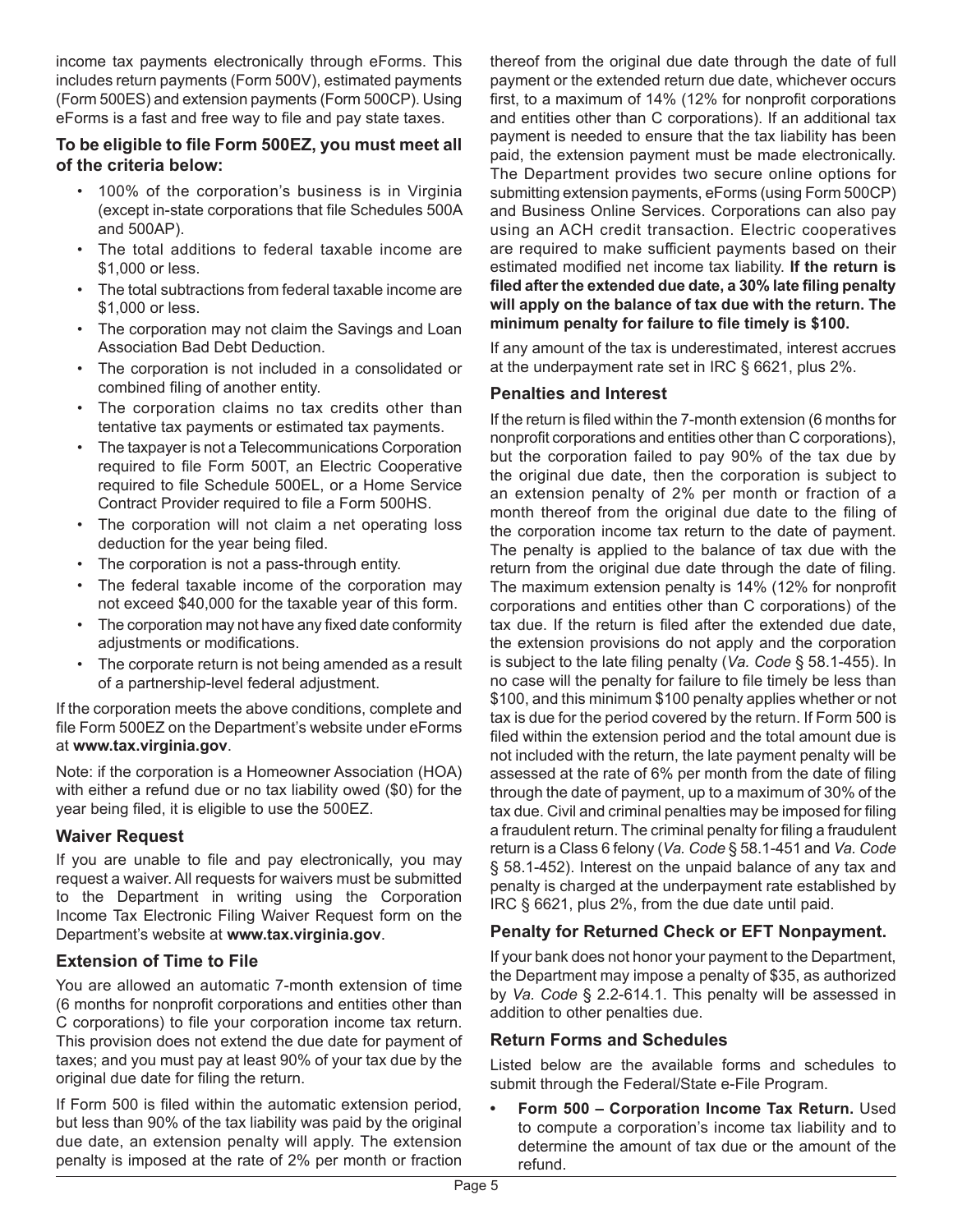income tax payments electronically through eForms. This includes return payments (Form 500V), estimated payments (Form 500ES) and extension payments (Form 500CP). Using eForms is a fast and free way to file and pay state taxes.

**To be eligible to file Form 500EZ, you must meet all of the criteria below:**

- 100% of the corporation's business is in Virginia (except in-state corporations that file Schedules 500A and 500AP).
- The total additions to federal taxable income are $1,000 or less.
- The total subtractions from federal taxable income are $1,000 or less.
- The corporation may not claim the Savings and Loan Association Bad Debt Deduction.
- The corporation is not included in a consolidated or combined filing of another entity.
- The corporation claims no tax credits other than tentative tax payments or estimated tax payments.
- The taxpayer is not a Telecommunications Corporation required to file Form 500T, an Electric Cooperative required to file Schedule 500EL, or a Home Service Contract Provider required to file a Form 500HS.
- The corporation will not claim a net operating loss deduction for the year being filed.
- The corporation is not a pass-through entity.
- The federal taxable income of the corporation may not exceed $40,000 for the taxable year of this form.
- The corporation may not have any fixed date conformity adjustments or modifications.
- The corporate return is not being amended as a result of a partnership-level federal adjustment.

If the corporation meets the above conditions, complete and file Form 500EZ on the Department's website under eForms at **www.tax.virginia.gov**.

Note: if the corporation is a Homeowner Association (HOA) with either a refund due or no tax liability owed ($0) for the year being filed, it is eligible to use the 500EZ.

### Waiver Request

If you are unable to file and pay electronically, you may request a waiver. All requests for waivers must be submitted to the Department in writing using the Corporation Income Tax Electronic Filing Waiver Request form on the Department's website at **www.tax.virginia.gov**.

### Extension of Time to File

You are allowed an automatic 7-month extension of time (6 months for nonprofit corporations and entities other than C corporations) to file your corporation income tax return. This provision does not extend the due date for payment of taxes; and you must pay at least 90% of your tax due by the original due date for filing the return.

If Form 500 is filed within the automatic extension period, but less than 90% of the tax liability was paid by the original due date, an extension penalty will apply. The extension penalty is imposed at the rate of 2% per month or fraction thereof from the original due date through the date of full payment or the extended return due date, whichever occurs first, to a maximum of 14% (12% for nonprofit corporations and entities other than C corporations). If an additional tax payment is needed to ensure that the tax liability has been paid, the extension payment must be made electronically. The Department provides two secure online options for submitting extension payments, eForms (using Form 500CP) and Business Online Services. Corporations can also pay using an ACH credit transaction. Electric cooperatives are required to make sufficient payments based on their estimated modified net income tax liability. **If the return is filed after the extended due date, a 30% late filing penalty will apply on the balance of tax due with the return. The minimum penalty for failure to file timely is $100.**

If any amount of the tax is underestimated, interest accrues at the underpayment rate set in IRC § 6621, plus 2%.

### Penalties and Interest

If the return is filed within the 7-month extension (6 months for nonprofit corporations and entities other than C corporations), but the corporation failed to pay 90% of the tax due by the original due date, then the corporation is subject to an extension penalty of 2% per month or fraction of a month thereof from the original due date to the filing of the corporation income tax return to the date of payment. The penalty is applied to the balance of tax due with the return from the original due date through the date of filing. The maximum extension penalty is 14% (12% for nonprofit corporations and entities other than C corporations) of the tax due. If the return is filed after the extended due date, the extension provisions do not apply and the corporation is subject to the late filing penalty (*Va. Code* § 58.1-455). In no case will the penalty for failure to file timely be less than $100, and this minimum $100 penalty applies whether or not tax is due for the period covered by the return. If Form 500 is filed within the extension period and the total amount due is not included with the return, the late payment penalty will be assessed at the rate of 6% per month from the date of filing through the date of payment, up to a maximum of 30% of the tax due. Civil and criminal penalties may be imposed for filing a fraudulent return. The criminal penalty for filing a fraudulent return is a Class 6 felony (*Va. Code* § 58.1-451 and *Va. Code* § 58.1-452). Interest on the unpaid balance of any tax and penalty is charged at the underpayment rate established by IRC § 6621, plus 2%, from the due date until paid.

### Penalty for Returned Check or EFT Nonpayment.

If your bank does not honor your payment to the Department, the Department may impose a penalty of $35, as authorized by *Va. Code* § 2.2-614.1. This penalty will be assessed in addition to other penalties due.

### Return Forms and Schedules

Listed below are the available forms and schedules to submit through the Federal/State e-File Program.

- **Form 500 – Corporation Income Tax Return.** Used to compute a corporation's income tax liability and to determine the amount of tax due or the amount of the refund.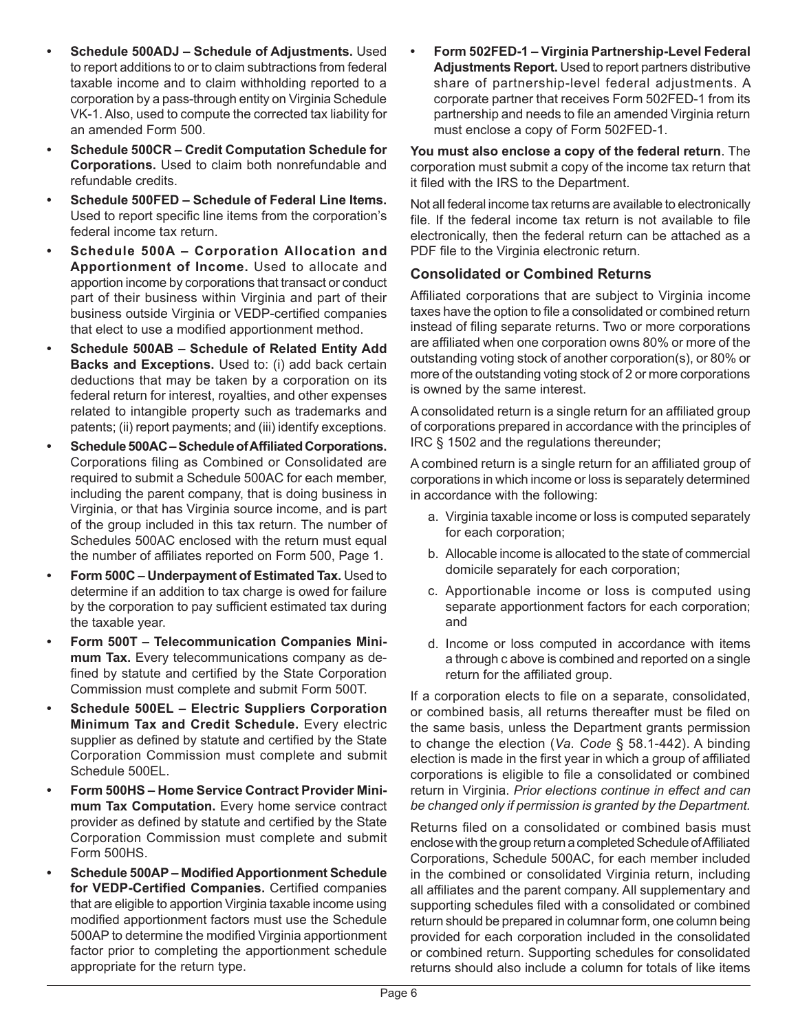- **Schedule 500ADJ – Schedule of Adjustments.** Used to report additions to or to claim subtractions from federal taxable income and to claim withholding reported to a corporation by a pass-through entity on Virginia Schedule VK-1. Also, used to compute the corrected tax liability for an amended Form 500.
- **Schedule 500CR – Credit Computation Schedule for Corporations.** Used to claim both nonrefundable and refundable credits.
- **Schedule 500FED – Schedule of Federal Line Items.** Used to report specific line items from the corporation's federal income tax return.
- **Schedule 500A – Corporation Allocation and Apportionment of Income.** Used to allocate and apportion income by corporations that transact or conduct part of their business within Virginia and part of their business outside Virginia or VEDP-certified companies that elect to use a modified apportionment method.
- **Schedule 500AB – Schedule of Related Entity Add Backs and Exceptions.** Used to: (i) add back certain deductions that may be taken by a corporation on its federal return for interest, royalties, and other expenses related to intangible property such as trademarks and patents; (ii) report payments; and (iii) identify exceptions.
- **Schedule 500AC – Schedule of Affiliated Corporations.** Corporations filing as Combined or Consolidated are required to submit a Schedule 500AC for each member, including the parent company, that is doing business in Virginia, or that has Virginia source income, and is part of the group included in this tax return. The number of Schedules 500AC enclosed with the return must equal the number of affiliates reported on Form 500, Page 1.
- **Form 500C – Underpayment of Estimated Tax.** Used to determine if an addition to tax charge is owed for failure by the corporation to pay sufficient estimated tax during the taxable year.
- **Form 500T – Telecommunication Companies Minimum Tax.** Every telecommunications company as defined by statute and certified by the State Corporation Commission must complete and submit Form 500T.
- **Schedule 500EL – Electric Suppliers Corporation Minimum Tax and Credit Schedule.** Every electric supplier as defined by statute and certified by the State Corporation Commission must complete and submit Schedule 500EL.
- **Form 500HS – Home Service Contract Provider Minimum Tax Computation.** Every home service contract provider as defined by statute and certified by the State Corporation Commission must complete and submit Form 500HS.
- **Schedule 500AP – Modified Apportionment Schedule for VEDP-Certified Companies.** Certified companies that are eligible to apportion Virginia taxable income using modified apportionment factors must use the Schedule 500AP to determine the modified Virginia apportionment factor prior to completing the apportionment schedule appropriate for the return type.
- **Form 502FED-1 – Virginia Partnership-Level Federal Adjustments Report.** Used to report partners distributive share of partnership-level federal adjustments. A corporate partner that receives Form 502FED-1 from its partnership and needs to file an amended Virginia return must enclose a copy of Form 502FED-1.

**You must also enclose a copy of the federal return**. The corporation must submit a copy of the income tax return that it filed with the IRS to the Department.

Not all federal income tax returns are available to electronically file. If the federal income tax return is not available to file electronically, then the federal return can be attached as a PDF file to the Virginia electronic return.

### Consolidated or Combined Returns

Affiliated corporations that are subject to Virginia income taxes have the option to file a consolidated or combined return instead of filing separate returns. Two or more corporations are affiliated when one corporation owns 80% or more of the outstanding voting stock of another corporation(s), or 80% or more of the outstanding voting stock of 2 or more corporations is owned by the same interest.

A consolidated return is a single return for an affiliated group of corporations prepared in accordance with the principles of IRC § 1502 and the regulations thereunder;

A combined return is a single return for an affiliated group of corporations in which income or loss is separately determined in accordance with the following:

a. Virginia taxable income or loss is computed separately for each corporation;

b. Allocable income is allocated to the state of commercial domicile separately for each corporation;

c. Apportionable income or loss is computed using separate apportionment factors for each corporation; and

d. Income or loss computed in accordance with items a through c above is combined and reported on a single return for the affiliated group.

If a corporation elects to file on a separate, consolidated, or combined basis, all returns thereafter must be filed on the same basis, unless the Department grants permission to change the election (*Va. Code* § 58.1-442). A binding election is made in the first year in which a group of affiliated corporations is eligible to file a consolidated or combined return in Virginia. *Prior elections continue in effect and can be changed only if permission is granted by the Department.*

Returns filed on a consolidated or combined basis must enclose with the group return a completed Schedule of Affiliated Corporations, Schedule 500AC, for each member included in the combined or consolidated Virginia return, including all affiliates and the parent company. All supplementary and supporting schedules filed with a consolidated or combined return should be prepared in columnar form, one column being provided for each corporation included in the consolidated or combined return. Supporting schedules for consolidated returns should also include a column for totals of like items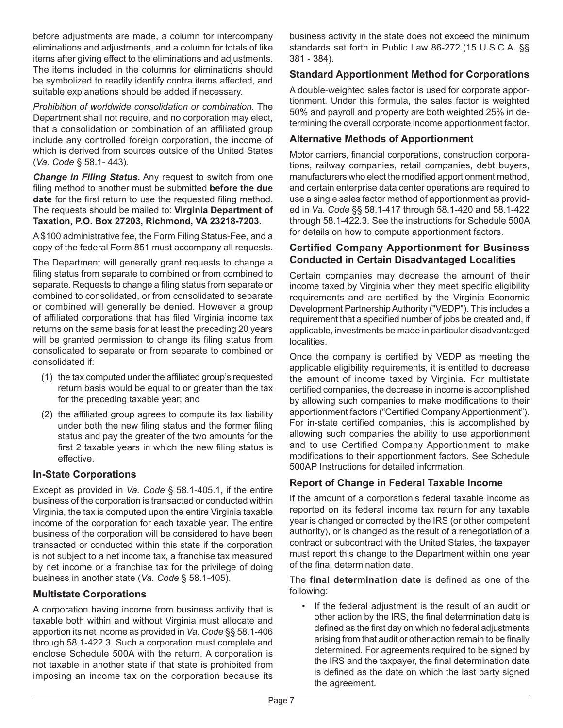before adjustments are made, a column for intercompany eliminations and adjustments, and a column for totals of like items after giving effect to the eliminations and adjustments. The items included in the columns for eliminations should be symbolized to readily identify contra items affected, and suitable explanations should be added if necessary.

*Prohibition of worldwide consolidation or combination.* The Department shall not require, and no corporation may elect, that a consolidation or combination of an affiliated group include any controlled foreign corporation, the income of which is derived from sources outside of the United States (*Va. Code* § 58.1- 443).

***Change in Filing Status.*** Any request to switch from one filing method to another must be submitted **before the due date** for the first return to use the requested filing method. The requests should be mailed to: **Virginia Department of Taxation, P.O. Box 27203, Richmond, VA 23218-7203.**

A $100 administrative fee, the Form Filing Status-Fee, and a copy of the federal Form 851 must accompany all requests.

The Department will generally grant requests to change a filing status from separate to combined or from combined to separate. Requests to change a filing status from separate or combined to consolidated, or from consolidated to separate or combined will generally be denied. However a group of affiliated corporations that has filed Virginia income tax returns on the same basis for at least the preceding 20 years will be granted permission to change its filing status from consolidated to separate or from separate to combined or consolidated if:

(1) the tax computed under the affiliated group's requested return basis would be equal to or greater than the tax for the preceding taxable year; and

(2) the affiliated group agrees to compute its tax liability under both the new filing status and the former filing status and pay the greater of the two amounts for the first 2 taxable years in which the new filing status is effective.

### In-State Corporations

Except as provided in *Va. Code* § 58.1-405.1, if the entire business of the corporation is transacted or conducted within Virginia, the tax is computed upon the entire Virginia taxable income of the corporation for each taxable year. The entire business of the corporation will be considered to have been transacted or conducted within this state if the corporation is not subject to a net income tax, a franchise tax measured by net income or a franchise tax for the privilege of doing business in another state (*Va. Code* § 58.1-405).

### Multistate Corporations

A corporation having income from business activity that is taxable both within and without Virginia must allocate and apportion its net income as provided in *Va. Code* §§ 58.1-406 through 58.1-422.3. Such a corporation must complete and enclose Schedule 500A with the return. A corporation is not taxable in another state if that state is prohibited from imposing an income tax on the corporation because its business activity in the state does not exceed the minimum standards set forth in Public Law 86-272.(15 U.S.C.A. §§ 381 - 384).

### Standard Apportionment Method for Corporations

A double-weighted sales factor is used for corporate apportionment. Under this formula, the sales factor is weighted 50% and payroll and property are both weighted 25% in determining the overall corporate income apportionment factor.

### Alternative Methods of Apportionment

Motor carriers, financial corporations, construction corporations, railway companies, retail companies, debt buyers, manufacturers who elect the modified apportionment method, and certain enterprise data center operations are required to use a single sales factor method of apportionment as provided in *Va. Code* §§ 58.1-417 through 58.1-420 and 58.1-422 through 58.1-422.3. See the instructions for Schedule 500A for details on how to compute apportionment factors.

### Certified Company Apportionment for Business Conducted in Certain Disadvantaged Localities

Certain companies may decrease the amount of their income taxed by Virginia when they meet specific eligibility requirements and are certified by the Virginia Economic Development Partnership Authority ("VEDP"). This includes a requirement that a specified number of jobs be created and, if applicable, investments be made in particular disadvantaged localities.

Once the company is certified by VEDP as meeting the applicable eligibility requirements, it is entitled to decrease the amount of income taxed by Virginia. For multistate certified companies, the decrease in income is accomplished by allowing such companies to make modifications to their apportionment factors ("Certified Company Apportionment"). For in-state certified companies, this is accomplished by allowing such companies the ability to use apportionment and to use Certified Company Apportionment to make modifications to their apportionment factors. See Schedule 500AP Instructions for detailed information.

### Report of Change in Federal Taxable Income

If the amount of a corporation's federal taxable income as reported on its federal income tax return for any taxable year is changed or corrected by the IRS (or other competent authority), or is changed as the result of a renegotiation of a contract or subcontract with the United States, the taxpayer must report this change to the Department within one year of the final determination date.

The **final determination date** is defined as one of the following:

- If the federal adjustment is the result of an audit or other action by the IRS, the final determination date is defined as the first day on which no federal adjustments arising from that audit or other action remain to be finally determined. For agreements required to be signed by the IRS and the taxpayer, the final determination date is defined as the date on which the last party signed the agreement.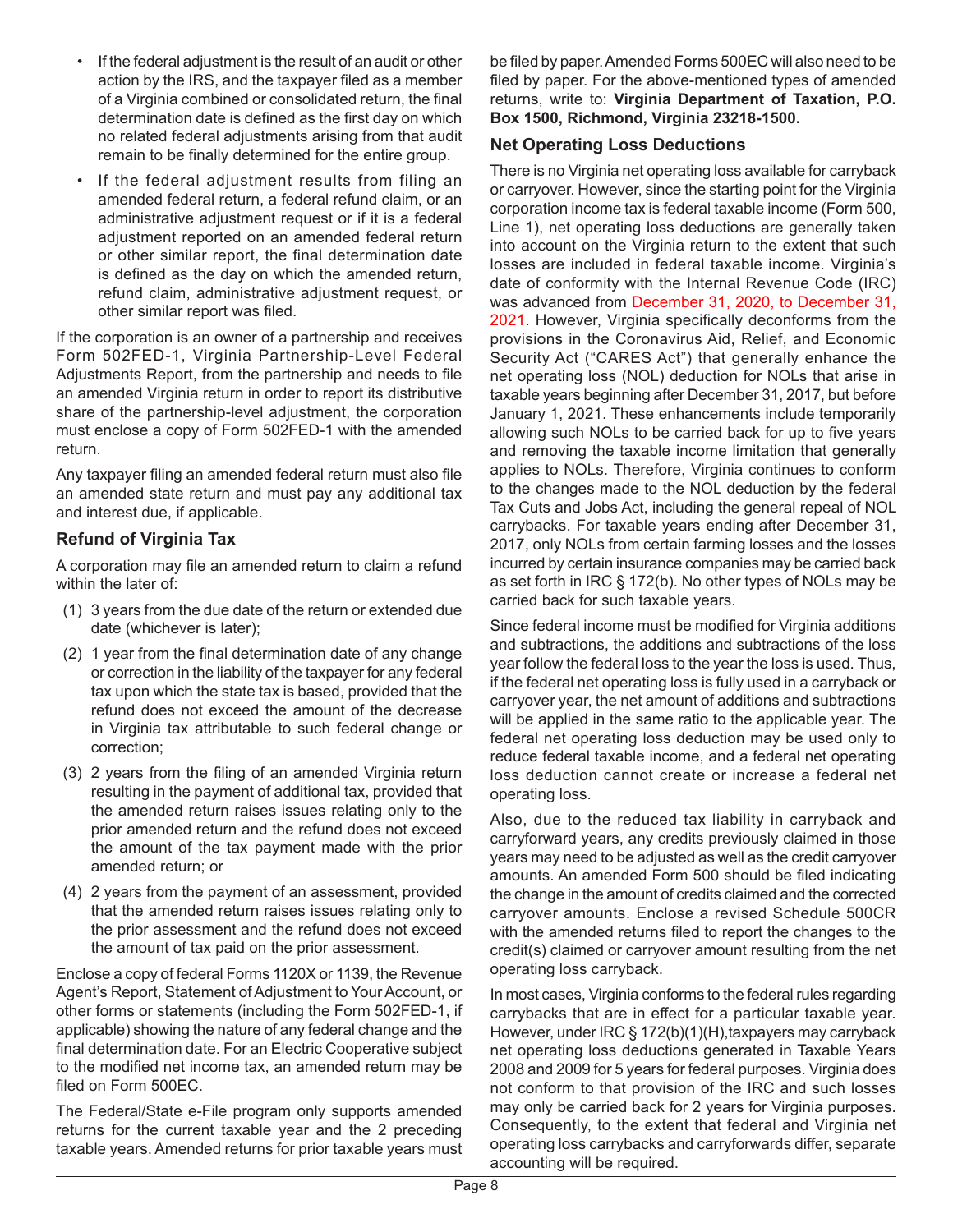- If the federal adjustment is the result of an audit or other action by the IRS, and the taxpayer filed as a member of a Virginia combined or consolidated return, the final determination date is defined as the first day on which no related federal adjustments arising from that audit remain to be finally determined for the entire group.
- If the federal adjustment results from filing an amended federal return, a federal refund claim, or an administrative adjustment request or if it is a federal adjustment reported on an amended federal return or other similar report, the final determination date is defined as the day on which the amended return, refund claim, administrative adjustment request, or other similar report was filed.

If the corporation is an owner of a partnership and receives Form 502FED-1, Virginia Partnership-Level Federal Adjustments Report, from the partnership and needs to file an amended Virginia return in order to report its distributive share of the partnership-level adjustment, the corporation must enclose a copy of Form 502FED-1 with the amended return.

Any taxpayer filing an amended federal return must also file an amended state return and must pay any additional tax and interest due, if applicable.

### Refund of Virginia Tax

A corporation may file an amended return to claim a refund within the later of:

(1) 3 years from the due date of the return or extended due date (whichever is later);

(2) 1 year from the final determination date of any change or correction in the liability of the taxpayer for any federal tax upon which the state tax is based, provided that the refund does not exceed the amount of the decrease in Virginia tax attributable to such federal change or correction;

(3) 2 years from the filing of an amended Virginia return resulting in the payment of additional tax, provided that the amended return raises issues relating only to the prior amended return and the refund does not exceed the amount of the tax payment made with the prior amended return; or

(4) 2 years from the payment of an assessment, provided that the amended return raises issues relating only to the prior assessment and the refund does not exceed the amount of tax paid on the prior assessment.

Enclose a copy of federal Forms 1120X or 1139, the Revenue Agent's Report, Statement of Adjustment to Your Account, or other forms or statements (including the Form 502FED-1, if applicable) showing the nature of any federal change and the final determination date. For an Electric Cooperative subject to the modified net income tax, an amended return may be filed on Form 500EC.

The Federal/State e-File program only supports amended returns for the current taxable year and the 2 preceding taxable years. Amended returns for prior taxable years must be filed by paper. Amended Forms 500EC will also need to be filed by paper. For the above-mentioned types of amended returns, write to: **Virginia Department of Taxation, P.O. Box 1500, Richmond, Virginia 23218-1500.**

### Net Operating Loss Deductions

There is no Virginia net operating loss available for carryback or carryover. However, since the starting point for the Virginia corporation income tax is federal taxable income (Form 500, Line 1), net operating loss deductions are generally taken into account on the Virginia return to the extent that such losses are included in federal taxable income. Virginia's date of conformity with the Internal Revenue Code (IRC) was advanced from December 31, 2020, to December 31, 2021. However, Virginia specifically deconforms from the provisions in the Coronavirus Aid, Relief, and Economic Security Act ("CARES Act") that generally enhance the net operating loss (NOL) deduction for NOLs that arise in taxable years beginning after December 31, 2017, but before January 1, 2021. These enhancements include temporarily allowing such NOLs to be carried back for up to five years and removing the taxable income limitation that generally applies to NOLs. Therefore, Virginia continues to conform to the changes made to the NOL deduction by the federal Tax Cuts and Jobs Act, including the general repeal of NOL carrybacks. For taxable years ending after December 31, 2017, only NOLs from certain farming losses and the losses incurred by certain insurance companies may be carried back as set forth in IRC § 172(b). No other types of NOLs may be carried back for such taxable years.

Since federal income must be modified for Virginia additions and subtractions, the additions and subtractions of the loss year follow the federal loss to the year the loss is used. Thus, if the federal net operating loss is fully used in a carryback or carryover year, the net amount of additions and subtractions will be applied in the same ratio to the applicable year. The federal net operating loss deduction may be used only to reduce federal taxable income, and a federal net operating loss deduction cannot create or increase a federal net operating loss.

Also, due to the reduced tax liability in carryback and carryforward years, any credits previously claimed in those years may need to be adjusted as well as the credit carryover amounts. An amended Form 500 should be filed indicating the change in the amount of credits claimed and the corrected carryover amounts. Enclose a revised Schedule 500CR with the amended returns filed to report the changes to the credit(s) claimed or carryover amount resulting from the net operating loss carryback.

In most cases, Virginia conforms to the federal rules regarding carrybacks that are in effect for a particular taxable year. However, under IRC § 172(b)(1)(H),taxpayers may carryback net operating loss deductions generated in Taxable Years 2008 and 2009 for 5 years for federal purposes. Virginia does not conform to that provision of the IRC and such losses may only be carried back for 2 years for Virginia purposes. Consequently, to the extent that federal and Virginia net operating loss carrybacks and carryforwards differ, separate accounting will be required.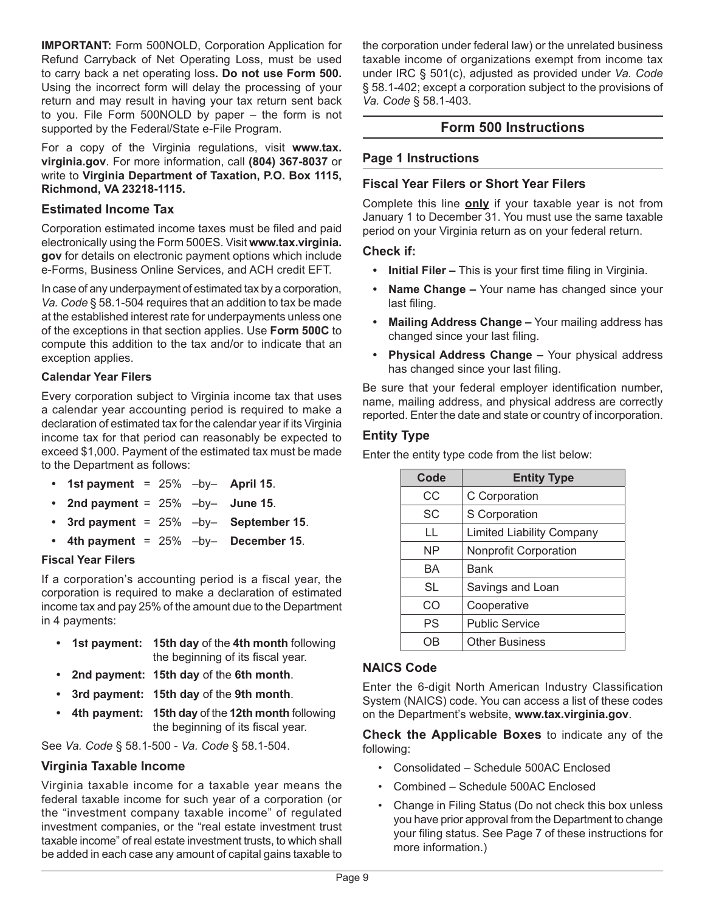**IMPORTANT:** Form 500NOLD, Corporation Application for Refund Carryback of Net Operating Loss, must be used to carry back a net operating loss**. Do not use Form 500.** Using the incorrect form will delay the processing of your return and may result in having your tax return sent back to you. File Form 500NOLD by paper – the form is not supported by the Federal/State e-File Program.

For a copy of the Virginia regulations, visit **www.tax.virginia.gov**. For more information, call **(804) 367-8037** or write to **Virginia Department of Taxation, P.O. Box 1115, Richmond, VA 23218-1115.**

### Estimated Income Tax

Corporation estimated income taxes must be filed and paid electronically using the Form 500ES. Visit **www.tax.virginia.gov** for details on electronic payment options which include e-Forms, Business Online Services, and ACH credit EFT.

In case of any underpayment of estimated tax by a corporation, *Va. Code* § 58.1-504 requires that an addition to tax be made at the established interest rate for underpayments unless one of the exceptions in that section applies. Use **Form 500C** to compute this addition to the tax and/or to indicate that an exception applies.

#### Calendar Year Filers

Every corporation subject to Virginia income tax that uses a calendar year accounting period is required to make a declaration of estimated tax for the calendar year if its Virginia income tax for that period can reasonably be expected to exceed $1,000. Payment of the estimated tax must be made to the Department as follows:

- **1st payment** = 25% –by– **April 15**.
- **2nd payment** = 25% –by– **June 15**.
- **3rd payment** = 25% –by– **September 15**.
- **4th payment** = 25% –by– **December 15**.

#### Fiscal Year Filers

If a corporation's accounting period is a fiscal year, the corporation is required to make a declaration of estimated income tax and pay 25% of the amount due to the Department in 4 payments:

- **1st payment: 15th day** of the **4th month** following the beginning of its fiscal year.
- **2nd payment: 15th day** of the **6th month**.
- **3rd payment: 15th day** of the **9th month**.
- **4th payment: 15th day** of the **12th month** following the beginning of its fiscal year.

See *Va. Code* § 58.1-500 - *Va. Code* § 58.1-504.

### Virginia Taxable Income

Virginia taxable income for a taxable year means the federal taxable income for such year of a corporation (or the "investment company taxable income" of regulated investment companies, or the "real estate investment trust taxable income" of real estate investment trusts, to which shall be added in each case any amount of capital gains taxable to the corporation under federal law) or the unrelated business taxable income of organizations exempt from income tax under IRC § 501(c), adjusted as provided under *Va. Code* § 58.1-402; except a corporation subject to the provisions of *Va. Code* § 58.1-403.

## Form 500 Instructions

### Page 1 Instructions

### Fiscal Year Filers or Short Year Filers

Complete this line **only** if your taxable year is not from January 1 to December 31. You must use the same taxable period on your Virginia return as on your federal return.

#### Check if:

- **Initial Filer –** This is your first time filing in Virginia.
- **Name Change –** Your name has changed since your last filing.
- **Mailing Address Change –** Your mailing address has changed since your last filing.
- **Physical Address Change –** Your physical address has changed since your last filing.

Be sure that your federal employer identification number, name, mailing address, and physical address are correctly reported. Enter the date and state or country of incorporation.

### Entity Type

Enter the entity type code from the list below:

| Code | Entity Type |
|---|---|
| CC | C Corporation |
| SC | S Corporation |
| LL | Limited Liability Company |
| NP | Nonprofit Corporation |
| BA | Bank |
| SL | Savings and Loan |
| CO | Cooperative |
| PS | Public Service |
| OB | Other Business |

### NAICS Code

Enter the 6-digit North American Industry Classification System (NAICS) code. You can access a list of these codes on the Department's website, **www.tax.virginia.gov**.

**Check the Applicable Boxes** to indicate any of the following:

- Consolidated – Schedule 500AC Enclosed
- Combined – Schedule 500AC Enclosed
- Change in Filing Status (Do not check this box unless you have prior approval from the Department to change your filing status. See Page 7 of these instructions for more information.)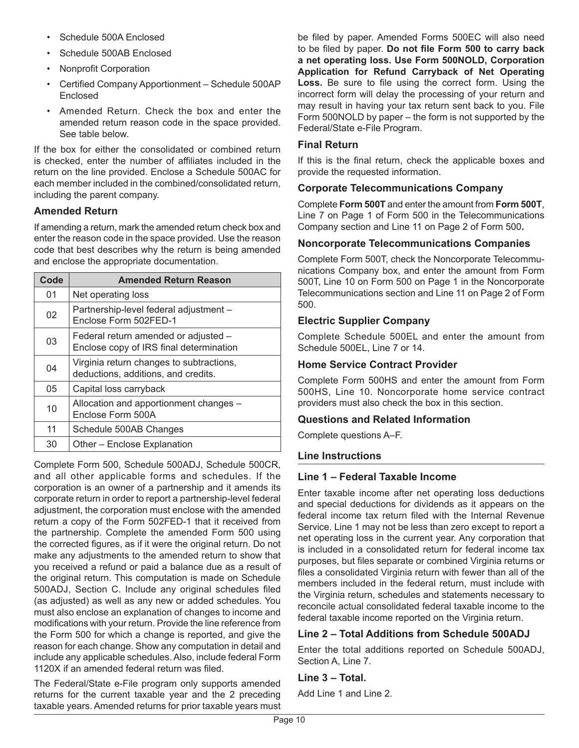- Schedule 500A Enclosed
- Schedule 500AB Enclosed
- Nonprofit Corporation
- Certified Company Apportionment – Schedule 500AP Enclosed
- Amended Return. Check the box and enter the amended return reason code in the space provided. See table below.

If the box for either the consolidated or combined return is checked, enter the number of affiliates included in the return on the line provided. Enclose a Schedule 500AC for each member included in the combined/consolidated return, including the parent company.

### Amended Return

If amending a return, mark the amended return check box and enter the reason code in the space provided. Use the reason code that best describes why the return is being amended and enclose the appropriate documentation.

| Code | Amended Return Reason |
|---|---|
| 01 | Net operating loss |
| 02 | Partnership-level federal adjustment – Enclose Form 502FED-1 |
| 03 | Federal return amended or adjusted – Enclose copy of IRS final determination |
| 04 | Virginia return changes to subtractions, deductions, additions, and credits. |
| 05 | Capital loss carryback |
| 10 | Allocation and apportionment changes – Enclose Form 500A |
| 11 | Schedule 500AB Changes |
| 30 | Other – Enclose Explanation |

Complete Form 500, Schedule 500ADJ, Schedule 500CR, and all other applicable forms and schedules. If the corporation is an owner of a partnership and it amends its corporate return in order to report a partnership-level federal adjustment, the corporation must enclose with the amended return a copy of the Form 502FED-1 that it received from the partnership. Complete the amended Form 500 using the corrected figures, as if it were the original return. Do not make any adjustments to the amended return to show that you received a refund or paid a balance due as a result of the original return. This computation is made on Schedule 500ADJ, Section C. Include any original schedules filed (as adjusted) as well as any new or added schedules. You must also enclose an explanation of changes to income and modifications with your return. Provide the line reference from the Form 500 for which a change is reported, and give the reason for each change. Show any computation in detail and include any applicable schedules. Also, include federal Form 1120X if an amended federal return was filed.

The Federal/State e-File program only supports amended returns for the current taxable year and the 2 preceding taxable years. Amended returns for prior taxable years must be filed by paper. Amended Forms 500EC will also need to be filed by paper. **Do not file Form 500 to carry back a net operating loss. Use Form 500NOLD, Corporation Application for Refund Carryback of Net Operating Loss.** Be sure to file using the correct form. Using the incorrect form will delay the processing of your return and may result in having your tax return sent back to you. File Form 500NOLD by paper – the form is not supported by the Federal/State e-File Program.

### Final Return

If this is the final return, check the applicable boxes and provide the requested information.

### Corporate Telecommunications Company

Complete **Form 500T** and enter the amount from **Form 500T**, Line 7 on Page 1 of Form 500 in the Telecommunications Company section and Line 11 on Page 2 of Form 500**.**

### Noncorporate Telecommunications Companies

Complete Form 500T, check the Noncorporate Telecommunications Company box, and enter the amount from Form 500T, Line 10 on Form 500 on Page 1 in the Noncorporate Telecommunications section and Line 11 on Page 2 of Form 500.

### Electric Supplier Company

Complete Schedule 500EL and enter the amount from Schedule 500EL, Line 7 or 14.

### Home Service Contract Provider

Complete Form 500HS and enter the amount from Form 500HS, Line 10. Noncorporate home service contract providers must also check the box in this section.

### Questions and Related Information

Complete questions A–F.

## Line Instructions

### Line 1 – Federal Taxable Income

Enter taxable income after net operating loss deductions and special deductions for dividends as it appears on the federal income tax return filed with the Internal Revenue Service. Line 1 may not be less than zero except to report a net operating loss in the current year. Any corporation that is included in a consolidated return for federal income tax purposes, but files separate or combined Virginia returns or files a consolidated Virginia return with fewer than all of the members included in the federal return, must include with the Virginia return, schedules and statements necessary to reconcile actual consolidated federal taxable income to the federal taxable income reported on the Virginia return.

### Line 2 – Total Additions from Schedule 500ADJ

Enter the total additions reported on Schedule 500ADJ, Section A, Line 7.

### Line 3 – Total.

Add Line 1 and Line 2.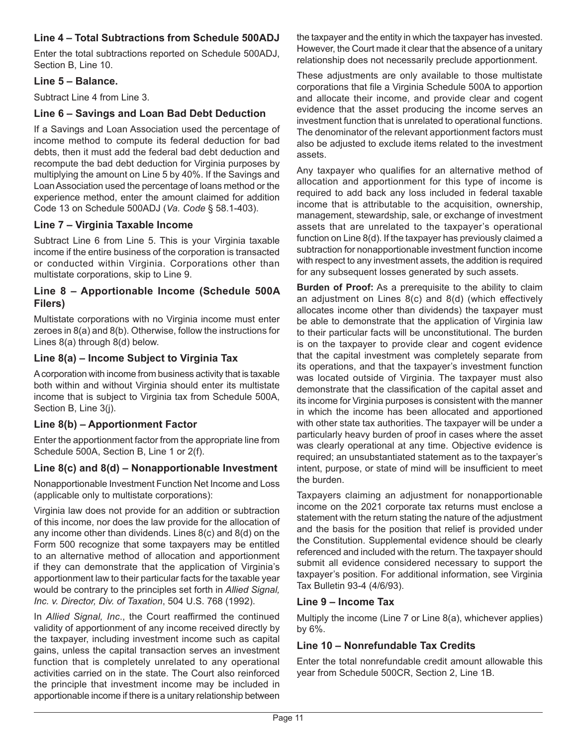### Line 4 – Total Subtractions from Schedule 500ADJ

Enter the total subtractions reported on Schedule 500ADJ, Section B, Line 10.

### Line 5 – Balance.

Subtract Line 4 from Line 3.

### Line 6 – Savings and Loan Bad Debt Deduction

If a Savings and Loan Association used the percentage of income method to compute its federal deduction for bad debts, then it must add the federal bad debt deduction and recompute the bad debt deduction for Virginia purposes by multiplying the amount on Line 5 by 40%. If the Savings and Loan Association used the percentage of loans method or the experience method, enter the amount claimed for addition Code 13 on Schedule 500ADJ (*Va. Code* § 58.1-403).

### Line 7 – Virginia Taxable Income

Subtract Line 6 from Line 5. This is your Virginia taxable income if the entire business of the corporation is transacted or conducted within Virginia. Corporations other than multistate corporations, skip to Line 9.

### Line 8 – Apportionable Income (Schedule 500A Filers)

Multistate corporations with no Virginia income must enter zeroes in 8(a) and 8(b). Otherwise, follow the instructions for Lines 8(a) through 8(d) below.

### Line 8(a) – Income Subject to Virginia Tax

A corporation with income from business activity that is taxable both within and without Virginia should enter its multistate income that is subject to Virginia tax from Schedule 500A, Section B, Line 3(j).

### Line 8(b) – Apportionment Factor

Enter the apportionment factor from the appropriate line from Schedule 500A, Section B, Line 1 or 2(f).

### Line 8(c) and 8(d) – Nonapportionable Investment

Nonapportionable Investment Function Net Income and Loss (applicable only to multistate corporations):

Virginia law does not provide for an addition or subtraction of this income, nor does the law provide for the allocation of any income other than dividends. Lines 8(c) and 8(d) on the Form 500 recognize that some taxpayers may be entitled to an alternative method of allocation and apportionment if they can demonstrate that the application of Virginia's apportionment law to their particular facts for the taxable year would be contrary to the principles set forth in *Allied Signal, Inc. v. Director, Div. of Taxation*, 504 U.S. 768 (1992).

In *Allied Signal, Inc*., the Court reaffirmed the continued validity of apportionment of any income received directly by the taxpayer, including investment income such as capital gains, unless the capital transaction serves an investment function that is completely unrelated to any operational activities carried on in the state. The Court also reinforced the principle that investment income may be included in apportionable income if there is a unitary relationship between the taxpayer and the entity in which the taxpayer has invested. However, the Court made it clear that the absence of a unitary relationship does not necessarily preclude apportionment.

These adjustments are only available to those multistate corporations that file a Virginia Schedule 500A to apportion and allocate their income, and provide clear and cogent evidence that the asset producing the income serves an investment function that is unrelated to operational functions. The denominator of the relevant apportionment factors must also be adjusted to exclude items related to the investment assets.

Any taxpayer who qualifies for an alternative method of allocation and apportionment for this type of income is required to add back any loss included in federal taxable income that is attributable to the acquisition, ownership, management, stewardship, sale, or exchange of investment assets that are unrelated to the taxpayer's operational function on Line 8(d). If the taxpayer has previously claimed a subtraction for nonapportionable investment function income with respect to any investment assets, the addition is required for any subsequent losses generated by such assets.

**Burden of Proof:** As a prerequisite to the ability to claim an adjustment on Lines 8(c) and 8(d) (which effectively allocates income other than dividends) the taxpayer must be able to demonstrate that the application of Virginia law to their particular facts will be unconstitutional. The burden is on the taxpayer to provide clear and cogent evidence that the capital investment was completely separate from its operations, and that the taxpayer's investment function was located outside of Virginia. The taxpayer must also demonstrate that the classification of the capital asset and its income for Virginia purposes is consistent with the manner in which the income has been allocated and apportioned with other state tax authorities. The taxpayer will be under a particularly heavy burden of proof in cases where the asset was clearly operational at any time. Objective evidence is required; an unsubstantiated statement as to the taxpayer's intent, purpose, or state of mind will be insufficient to meet the burden.

Taxpayers claiming an adjustment for nonapportionable income on the 2021 corporate tax returns must enclose a statement with the return stating the nature of the adjustment and the basis for the position that relief is provided under the Constitution. Supplemental evidence should be clearly referenced and included with the return. The taxpayer should submit all evidence considered necessary to support the taxpayer's position. For additional information, see Virginia Tax Bulletin 93-4 (4/6/93).

### Line 9 – Income Tax

Multiply the income (Line 7 or Line 8(a), whichever applies) by 6%.

### Line 10 – Nonrefundable Tax Credits

Enter the total nonrefundable credit amount allowable this year from Schedule 500CR, Section 2, Line 1B.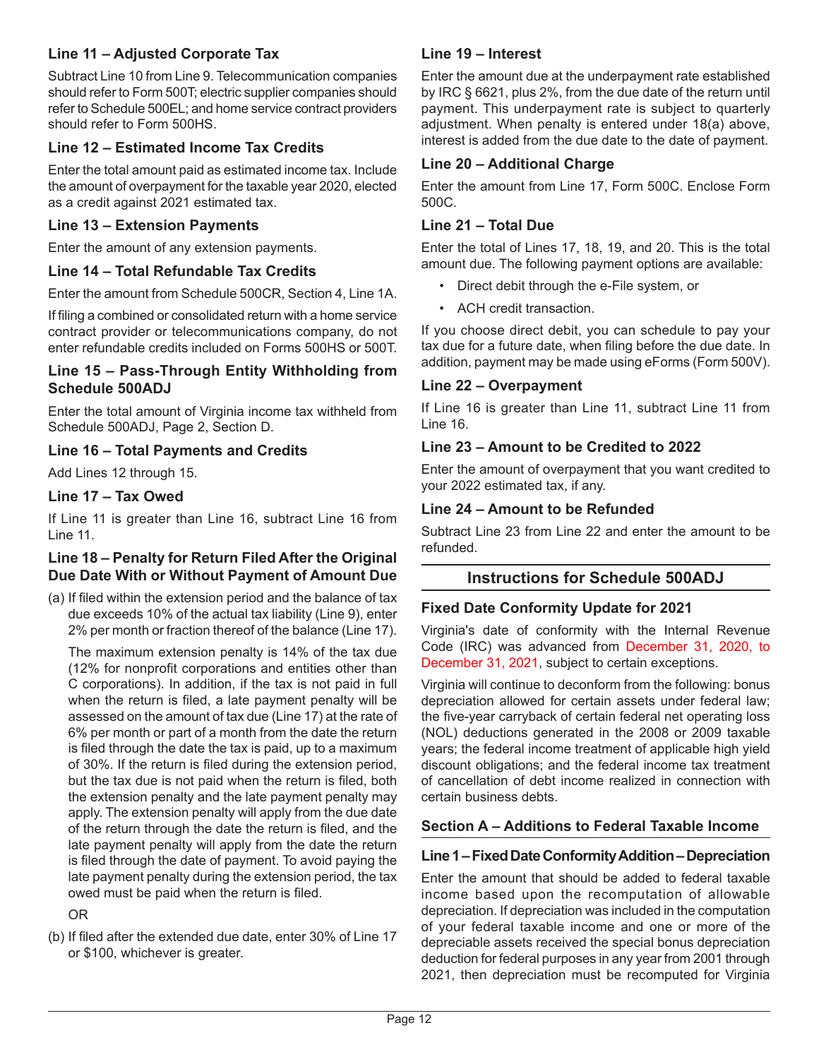### Line 11 – Adjusted Corporate Tax

Subtract Line 10 from Line 9. Telecommunication companies should refer to Form 500T; electric supplier companies should refer to Schedule 500EL; and home service contract providers should refer to Form 500HS.

### Line 12 – Estimated Income Tax Credits

Enter the total amount paid as estimated income tax. Include the amount of overpayment for the taxable year 2020, elected as a credit against 2021 estimated tax.

### Line 13 – Extension Payments

Enter the amount of any extension payments.

### Line 14 – Total Refundable Tax Credits

Enter the amount from Schedule 500CR, Section 4, Line 1A.

If filing a combined or consolidated return with a home service contract provider or telecommunications company, do not enter refundable credits included on Forms 500HS or 500T.

### Line 15 – Pass-Through Entity Withholding from Schedule 500ADJ

Enter the total amount of Virginia income tax withheld from Schedule 500ADJ, Page 2, Section D.

### Line 16 – Total Payments and Credits

Add Lines 12 through 15.

### Line 17 – Tax Owed

If Line 11 is greater than Line 16, subtract Line 16 from Line 11.

### Line 18 – Penalty for Return Filed After the Original Due Date With or Without Payment of Amount Due

(a) If filed within the extension period and the balance of tax due exceeds 10% of the actual tax liability (Line 9), enter 2% per month or fraction thereof of the balance (Line 17).

The maximum extension penalty is 14% of the tax due (12% for nonprofit corporations and entities other than C corporations). In addition, if the tax is not paid in full when the return is filed, a late payment penalty will be assessed on the amount of tax due (Line 17) at the rate of 6% per month or part of a month from the date the return is filed through the date the tax is paid, up to a maximum of 30%. If the return is filed during the extension period, but the tax due is not paid when the return is filed, both the extension penalty and the late payment penalty may apply. The extension penalty will apply from the due date of the return through the date the return is filed, and the late payment penalty will apply from the date the return is filed through the date of payment. To avoid paying the late payment penalty during the extension period, the tax owed must be paid when the return is filed.

OR

(b) If filed after the extended due date, enter 30% of Line 17 or $100, whichever is greater.

### Line 19 – Interest

Enter the amount due at the underpayment rate established by IRC § 6621, plus 2%, from the due date of the return until payment. This underpayment rate is subject to quarterly adjustment. When penalty is entered under 18(a) above, interest is added from the due date to the date of payment.

### Line 20 – Additional Charge

Enter the amount from Line 17, Form 500C. Enclose Form 500C.

### Line 21 – Total Due

Enter the total of Lines 17, 18, 19, and 20. This is the total amount due. The following payment options are available:

- Direct debit through the e-File system, or
- ACH credit transaction.

If you choose direct debit, you can schedule to pay your tax due for a future date, when filing before the due date. In addition, payment may be made using eForms (Form 500V).

### Line 22 – Overpayment

If Line 16 is greater than Line 11, subtract Line 11 from Line 16.

### Line 23 – Amount to be Credited to 2022

Enter the amount of overpayment that you want credited to your 2022 estimated tax, if any.

### Line 24 – Amount to be Refunded

Subtract Line 23 from Line 22 and enter the amount to be refunded.

## Instructions for Schedule 500ADJ

### Fixed Date Conformity Update for 2021

Virginia's date of conformity with the Internal Revenue Code (IRC) was advanced from December 31, 2020, to December 31, 2021, subject to certain exceptions.

Virginia will continue to deconform from the following: bonus depreciation allowed for certain assets under federal law; the five-year carryback of certain federal net operating loss (NOL) deductions generated in the 2008 or 2009 taxable years; the federal income treatment of applicable high yield discount obligations; and the federal income tax treatment of cancellation of debt income realized in connection with certain business debts.

### Section A – Additions to Federal Taxable Income

#### Line 1 – Fixed Date Conformity Addition – Depreciation

Enter the amount that should be added to federal taxable income based upon the recomputation of allowable depreciation. If depreciation was included in the computation of your federal taxable income and one or more of the depreciable assets received the special bonus depreciation deduction for federal purposes in any year from 2001 through 2021, then depreciation must be recomputed for Virginia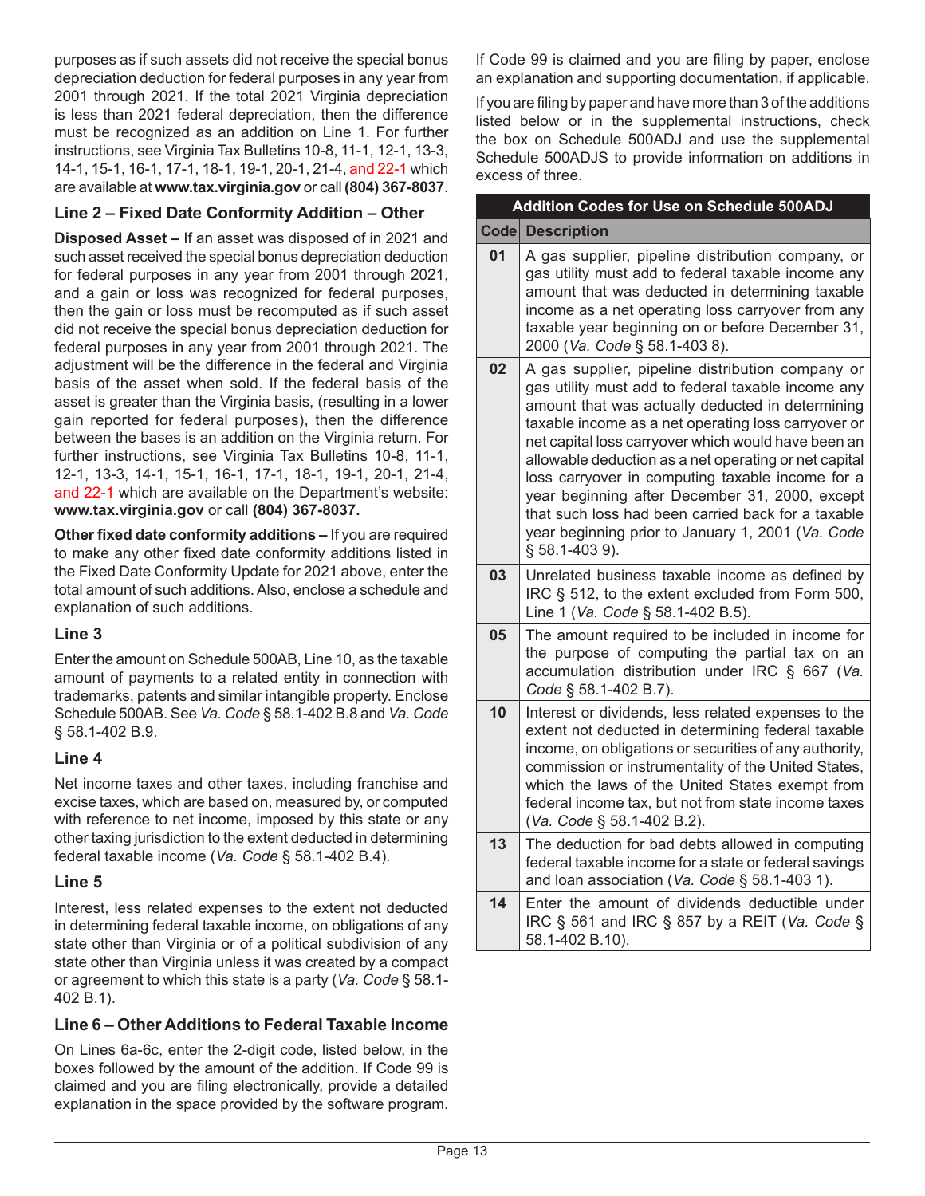purposes as if such assets did not receive the special bonus depreciation deduction for federal purposes in any year from 2001 through 2021. If the total 2021 Virginia depreciation is less than 2021 federal depreciation, then the difference must be recognized as an addition on Line 1. For further instructions, see Virginia Tax Bulletins 10-8, 11-1, 12-1, 13-3, 14-1, 15-1, 16-1, 17-1, 18-1, 19-1, 20-1, 21-4, and 22-1 which are available at **www.tax.virginia.gov** or call **(804) 367-8037**.

### Line 2 – Fixed Date Conformity Addition – Other

**Disposed Asset –** If an asset was disposed of in 2021 and such asset received the special bonus depreciation deduction for federal purposes in any year from 2001 through 2021, and a gain or loss was recognized for federal purposes, then the gain or loss must be recomputed as if such asset did not receive the special bonus depreciation deduction for federal purposes in any year from 2001 through 2021. The adjustment will be the difference in the federal and Virginia basis of the asset when sold. If the federal basis of the asset is greater than the Virginia basis, (resulting in a lower gain reported for federal purposes), then the difference between the bases is an addition on the Virginia return. For further instructions, see Virginia Tax Bulletins 10-8, 11-1, 12-1, 13-3, 14-1, 15-1, 16-1, 17-1, 18-1, 19-1, 20-1, 21-4, and 22-1 which are available on the Department's website: **www.tax.virginia.gov** or call **(804) 367-8037.**

**Other fixed date conformity additions –** If you are required to make any other fixed date conformity additions listed in the Fixed Date Conformity Update for 2021 above, enter the total amount of such additions. Also, enclose a schedule and explanation of such additions.

### Line 3

Enter the amount on Schedule 500AB, Line 10, as the taxable amount of payments to a related entity in connection with trademarks, patents and similar intangible property. Enclose Schedule 500AB. See *Va. Code* § 58.1-402 B.8 and *Va. Code* § 58.1-402 B.9.

### Line 4

Net income taxes and other taxes, including franchise and excise taxes, which are based on, measured by, or computed with reference to net income, imposed by this state or any other taxing jurisdiction to the extent deducted in determining federal taxable income (*Va. Code* § 58.1-402 B.4).

### Line 5

Interest, less related expenses to the extent not deducted in determining federal taxable income, on obligations of any state other than Virginia or of a political subdivision of any state other than Virginia unless it was created by a compact or agreement to which this state is a party (*Va. Code* § 58.1-402 B.1).

### Line 6 – Other Additions to Federal Taxable Income

On Lines 6a-6c, enter the 2-digit code, listed below, in the boxes followed by the amount of the addition. If Code 99 is claimed and you are filing electronically, provide a detailed explanation in the space provided by the software program. If Code 99 is claimed and you are filing by paper, enclose an explanation and supporting documentation, if applicable.

If you are filing by paper and have more than 3 of the additions listed below or in the supplemental instructions, check the box on Schedule 500ADJ and use the supplemental Schedule 500ADJS to provide information on additions in excess of three.

| Addition Codes for Use on Schedule 500ADJ | |
|---|---|
| **Code** | **Description** |
| **01** | A gas supplier, pipeline distribution company, or gas utility must add to federal taxable income any amount that was deducted in determining taxable income as a net operating loss carryover from any taxable year beginning on or before December 31, 2000 (*Va. Code* § 58.1-403 8). |
| **02** | A gas supplier, pipeline distribution company or gas utility must add to federal taxable income any amount that was actually deducted in determining taxable income as a net operating loss carryover or net capital loss carryover which would have been an allowable deduction as a net operating or net capital loss carryover in computing taxable income for a year beginning after December 31, 2000, except that such loss had been carried back for a taxable year beginning prior to January 1, 2001 (*Va. Code* § 58.1-403 9). |
| **03** | Unrelated business taxable income as defined by IRC § 512, to the extent excluded from Form 500, Line 1 (*Va. Code* § 58.1-402 B.5). |
| **05** | The amount required to be included in income for the purpose of computing the partial tax on an accumulation distribution under IRC § 667 (*Va. Code* § 58.1-402 B.7). |
| **10** | Interest or dividends, less related expenses to the extent not deducted in determining federal taxable income, on obligations or securities of any authority, commission or instrumentality of the United States, which the laws of the United States exempt from federal income tax, but not from state income taxes (*Va. Code* § 58.1-402 B.2). |
| **13** | The deduction for bad debts allowed in computing federal taxable income for a state or federal savings and loan association (*Va. Code* § 58.1-403 1). |
| **14** | Enter the amount of dividends deductible under IRC § 561 and IRC § 857 by a REIT (*Va. Code* § 58.1-402 B.10). |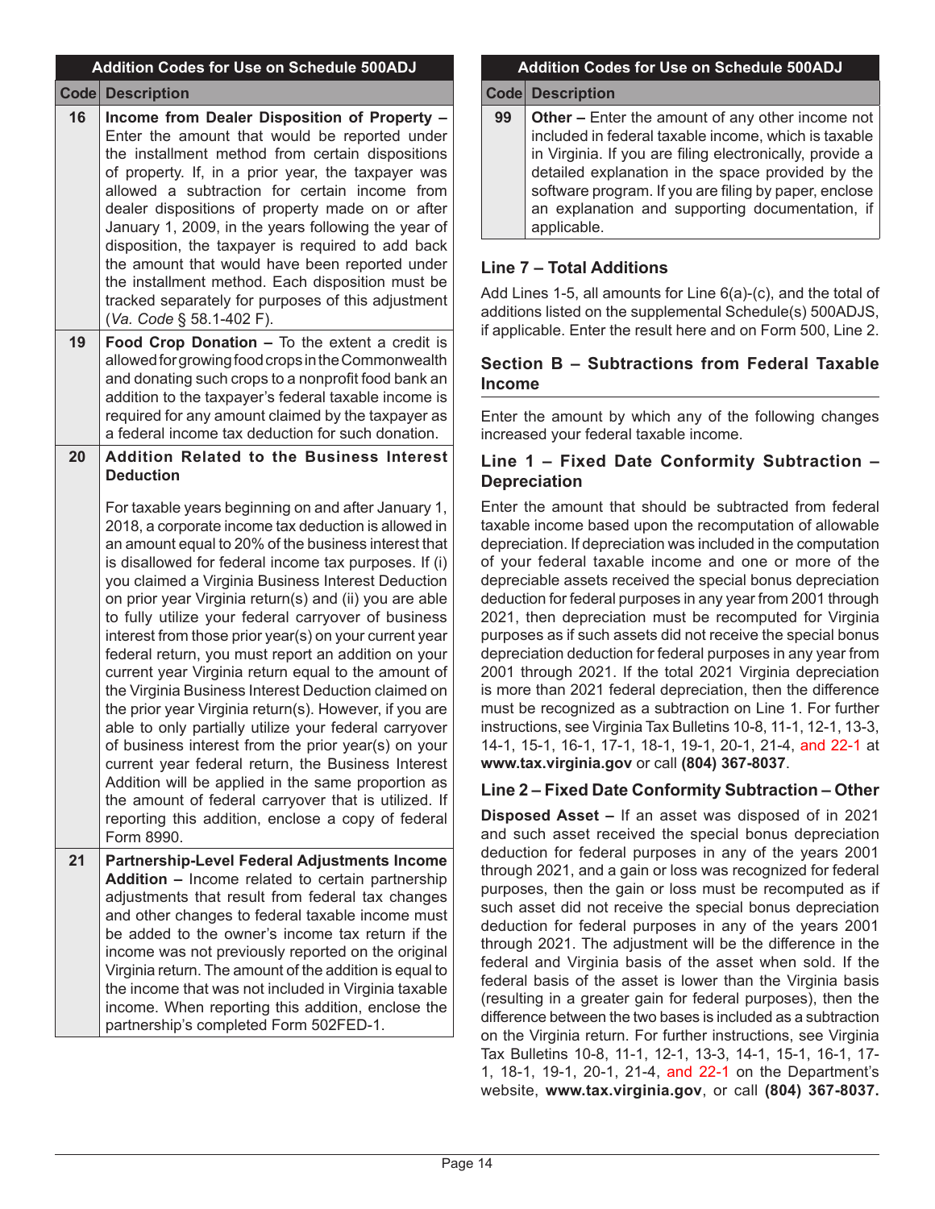| Code | Description |
|---|---|
| 16 | **Income from Dealer Disposition of Property –** Enter the amount that would be reported under the installment method from certain dispositions of property. If, in a prior year, the taxpayer was allowed a subtraction for certain income from dealer dispositions of property made on or after January 1, 2009, in the years following the year of disposition, the taxpayer is required to add back the amount that would have been reported under the installment method. Each disposition must be tracked separately for purposes of this adjustment (*Va. Code* § 58.1-402 F). |
| 19 | **Food Crop Donation –** To the extent a credit is allowed for growing food crops in the Commonwealth and donating such crops to a nonprofit food bank an addition to the taxpayer's federal taxable income is required for any amount claimed by the taxpayer as a federal income tax deduction for such donation. |
| 20 | **Addition Related to the Business Interest Deduction**<br><br>For taxable years beginning on and after January 1, 2018, a corporate income tax deduction is allowed in an amount equal to 20% of the business interest that is disallowed for federal income tax purposes. If (i) you claimed a Virginia Business Interest Deduction on prior year Virginia return(s) and (ii) you are able to fully utilize your federal carryover of business interest from those prior year(s) on your current year federal return, you must report an addition on your current year Virginia return equal to the amount of the Virginia Business Interest Deduction claimed on the prior year Virginia return(s). However, if you are able to only partially utilize your federal carryover of business interest from the prior year(s) on your current year federal return, the Business Interest Addition will be applied in the same proportion as the amount of federal carryover that is utilized. If reporting this addition, enclose a copy of federal Form 8990. |
| 21 | **Partnership-Level Federal Adjustments Income Addition –** Income related to certain partnership adjustments that result from federal tax changes and other changes to federal taxable income must be added to the owner's income tax return if the income was not previously reported on the original Virginia return. The amount of the addition is equal to the income that was not included in Virginia taxable income. When reporting this addition, enclose the partnership's completed Form 502FED-1. |
| 99 | **Other –** Enter the amount of any other income not included in federal taxable income, which is taxable in Virginia. If you are filing electronically, provide a detailed explanation in the space provided by the software program. If you are filing by paper, enclose an explanation and supporting documentation, if applicable. |

### Line 7 – Total Additions

Add Lines 1-5, all amounts for Line 6(a)-(c), and the total of additions listed on the supplemental Schedule(s) 500ADJS, if applicable. Enter the result here and on Form 500, Line 2.

## Section B – Subtractions from Federal Taxable Income

Enter the amount by which any of the following changes increased your federal taxable income.

### Line 1 – Fixed Date Conformity Subtraction – Depreciation

Enter the amount that should be subtracted from federal taxable income based upon the recomputation of allowable depreciation. If depreciation was included in the computation of your federal taxable income and one or more of the depreciable assets received the special bonus depreciation deduction for federal purposes in any year from 2001 through 2021, then depreciation must be recomputed for Virginia purposes as if such assets did not receive the special bonus depreciation deduction for federal purposes in any year from 2001 through 2021. If the total 2021 Virginia depreciation is more than 2021 federal depreciation, then the difference must be recognized as a subtraction on Line 1. For further instructions, see Virginia Tax Bulletins 10-8, 11-1, 12-1, 13-3, 14-1, 15-1, 16-1, 17-1, 18-1, 19-1, 20-1, 21-4, and 22-1 at **www.tax.virginia.gov** or call **(804) 367-8037**.

### Line 2 – Fixed Date Conformity Subtraction – Other

**Disposed Asset –** If an asset was disposed of in 2021 and such asset received the special bonus depreciation deduction for federal purposes in any of the years 2001 through 2021, and a gain or loss was recognized for federal purposes, then the gain or loss must be recomputed as if such asset did not receive the special bonus depreciation deduction for federal purposes in any of the years 2001 through 2021. The adjustment will be the difference in the federal and Virginia basis of the asset when sold. If the federal basis of the asset is lower than the Virginia basis (resulting in a greater gain for federal purposes), then the difference between the two bases is included as a subtraction on the Virginia return. For further instructions, see Virginia Tax Bulletins 10-8, 11-1, 12-1, 13-3, 14-1, 15-1, 16-1, 17-1, 18-1, 19-1, 20-1, 21-4, and 22-1 on the Department's website, **www.tax.virginia.gov**, or call **(804) 367-8037.**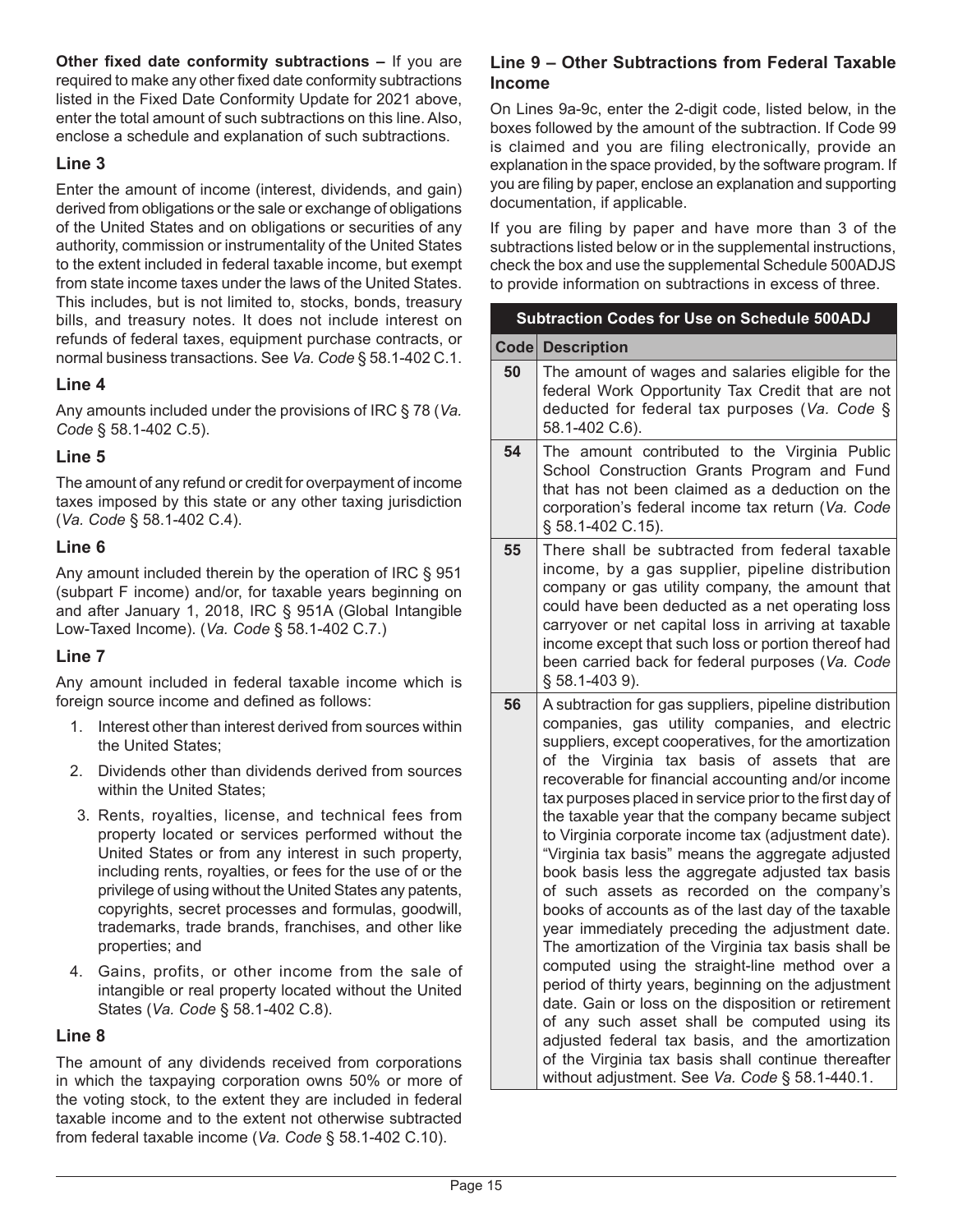**Other fixed date conformity subtractions –** If you are required to make any other fixed date conformity subtractions listed in the Fixed Date Conformity Update for 2021 above, enter the total amount of such subtractions on this line. Also, enclose a schedule and explanation of such subtractions.

### Line 3

Enter the amount of income (interest, dividends, and gain) derived from obligations or the sale or exchange of obligations of the United States and on obligations or securities of any authority, commission or instrumentality of the United States to the extent included in federal taxable income, but exempt from state income taxes under the laws of the United States. This includes, but is not limited to, stocks, bonds, treasury bills, and treasury notes. It does not include interest on refunds of federal taxes, equipment purchase contracts, or normal business transactions. See *Va. Code* § 58.1-402 C.1.

### Line 4

Any amounts included under the provisions of IRC § 78 (*Va. Code* § 58.1-402 C.5).

### Line 5

The amount of any refund or credit for overpayment of income taxes imposed by this state or any other taxing jurisdiction (*Va. Code* § 58.1-402 C.4).

### Line 6

Any amount included therein by the operation of IRC § 951 (subpart F income) and/or, for taxable years beginning on and after January 1, 2018, IRC § 951A (Global Intangible Low-Taxed Income). (*Va. Code* § 58.1-402 C.7.)

### Line 7

Any amount included in federal taxable income which is foreign source income and defined as follows:

1. Interest other than interest derived from sources within the United States;
2. Dividends other than dividends derived from sources within the United States;
3. Rents, royalties, license, and technical fees from property located or services performed without the United States or from any interest in such property, including rents, royalties, or fees for the use of or the privilege of using without the United States any patents, copyrights, secret processes and formulas, goodwill, trademarks, trade brands, franchises, and other like properties; and
4. Gains, profits, or other income from the sale of intangible or real property located without the United States (*Va. Code* § 58.1-402 C.8).

### Line 8

The amount of any dividends received from corporations in which the taxpaying corporation owns 50% or more of the voting stock, to the extent they are included in federal taxable income and to the extent not otherwise subtracted from federal taxable income (*Va. Code* § 58.1-402 C.10).

### Line 9 – Other Subtractions from Federal Taxable Income

On Lines 9a-9c, enter the 2-digit code, listed below, in the boxes followed by the amount of the subtraction. If Code 99 is claimed and you are filing electronically, provide an explanation in the space provided, by the software program. If you are filing by paper, enclose an explanation and supporting documentation, if applicable.

If you are filing by paper and have more than 3 of the subtractions listed below or in the supplemental instructions, check the box and use the supplemental Schedule 500ADJS to provide information on subtractions in excess of three.

| Subtraction Codes for Use on Schedule 500ADJ | |
|---|---|
| **Code** | **Description** |
| **50** | The amount of wages and salaries eligible for the federal Work Opportunity Tax Credit that are not deducted for federal tax purposes (*Va. Code* § 58.1-402 C.6). |
| **54** | The amount contributed to the Virginia Public School Construction Grants Program and Fund that has not been claimed as a deduction on the corporation's federal income tax return (*Va. Code* § 58.1-402 C.15). |
| **55** | There shall be subtracted from federal taxable income, by a gas supplier, pipeline distribution company or gas utility company, the amount that could have been deducted as a net operating loss carryover or net capital loss in arriving at taxable income except that such loss or portion thereof had been carried back for federal purposes (*Va. Code* § 58.1-403 9). |
| **56** | A subtraction for gas suppliers, pipeline distribution companies, gas utility companies, and electric suppliers, except cooperatives, for the amortization of the Virginia tax basis of assets that are recoverable for financial accounting and/or income tax purposes placed in service prior to the first day of the taxable year that the company became subject to Virginia corporate income tax (adjustment date). "Virginia tax basis" means the aggregate adjusted book basis less the aggregate adjusted tax basis of such assets as recorded on the company's books of accounts as of the last day of the taxable year immediately preceding the adjustment date. The amortization of the Virginia tax basis shall be computed using the straight-line method over a period of thirty years, beginning on the adjustment date. Gain or loss on the disposition or retirement of any such asset shall be computed using its adjusted federal tax basis, and the amortization of the Virginia tax basis shall continue thereafter without adjustment. See *Va. Code* § 58.1-440.1. |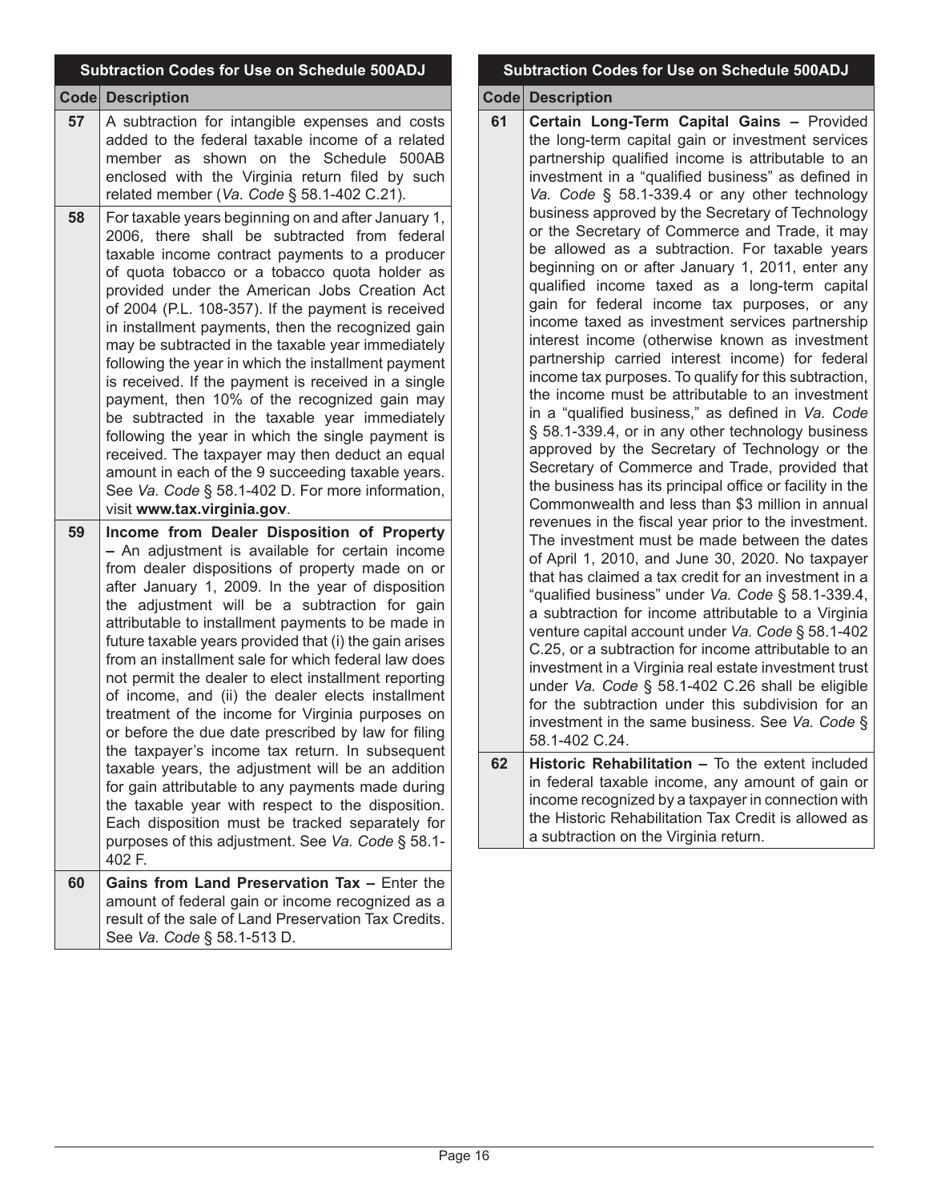| Code | Description |
|---|---|
| 57 | A subtraction for intangible expenses and costs added to the federal taxable income of a related member as shown on the Schedule 500AB enclosed with the Virginia return filed by such related member (*Va. Code* § 58.1-402 C.21). |
| 58 | For taxable years beginning on and after January 1, 2006, there shall be subtracted from federal taxable income contract payments to a producer of quota tobacco or a tobacco quota holder as provided under the American Jobs Creation Act of 2004 (P.L. 108-357). If the payment is received in installment payments, then the recognized gain may be subtracted in the taxable year immediately following the year in which the installment payment is received. If the payment is received in a single payment, then 10% of the recognized gain may be subtracted in the taxable year immediately following the year in which the single payment is received. The taxpayer may then deduct an equal amount in each of the 9 succeeding taxable years. See *Va. Code* § 58.1-402 D. For more information, visit **www.tax.virginia.gov**. |
| 59 | **Income from Dealer Disposition of Property –** An adjustment is available for certain income from dealer dispositions of property made on or after January 1, 2009. In the year of disposition the adjustment will be a subtraction for gain attributable to installment payments to be made in future taxable years provided that (i) the gain arises from an installment sale for which federal law does not permit the dealer to elect installment reporting of income, and (ii) the dealer elects installment treatment of the income for Virginia purposes on or before the due date prescribed by law for filing the taxpayer's income tax return. In subsequent taxable years, the adjustment will be an addition for gain attributable to any payments made during the taxable year with respect to the disposition. Each disposition must be tracked separately for purposes of this adjustment. See *Va. Code* § 58.1-402 F. |
| 60 | **Gains from Land Preservation Tax –** Enter the amount of federal gain or income recognized as a result of the sale of Land Preservation Tax Credits. See *Va. Code* § 58.1-513 D. |
| 61 | **Certain Long-Term Capital Gains –** Provided the long-term capital gain or investment services partnership qualified income is attributable to an investment in a "qualified business" as defined in *Va. Code* § 58.1-339.4 or any other technology business approved by the Secretary of Technology or the Secretary of Commerce and Trade, it may be allowed as a subtraction. For taxable years beginning on or after January 1, 2011, enter any qualified income taxed as a long-term capital gain for federal income tax purposes, or any income taxed as investment services partnership interest income (otherwise known as investment partnership carried interest income) for federal income tax purposes. To qualify for this subtraction, the income must be attributable to an investment in a "qualified business," as defined in *Va. Code* § 58.1-339.4, or in any other technology business approved by the Secretary of Technology or the Secretary of Commerce and Trade, provided that the business has its principal office or facility in the Commonwealth and less than $3 million in annual revenues in the fiscal year prior to the investment. The investment must be made between the dates of April 1, 2010, and June 30, 2020. No taxpayer that has claimed a tax credit for an investment in a "qualified business" under *Va. Code* § 58.1-339.4, a subtraction for income attributable to a Virginia venture capital account under *Va. Code* § 58.1-402 C.25, or a subtraction for income attributable to an investment in a Virginia real estate investment trust under *Va. Code* § 58.1-402 C.26 shall be eligible for the subtraction under this subdivision for an investment in the same business. See *Va. Code* § 58.1-402 C.24. |
| 62 | **Historic Rehabilitation –** To the extent included in federal taxable income, any amount of gain or income recognized by a taxpayer in connection with the Historic Rehabilitation Tax Credit is allowed as a subtraction on the Virginia return. |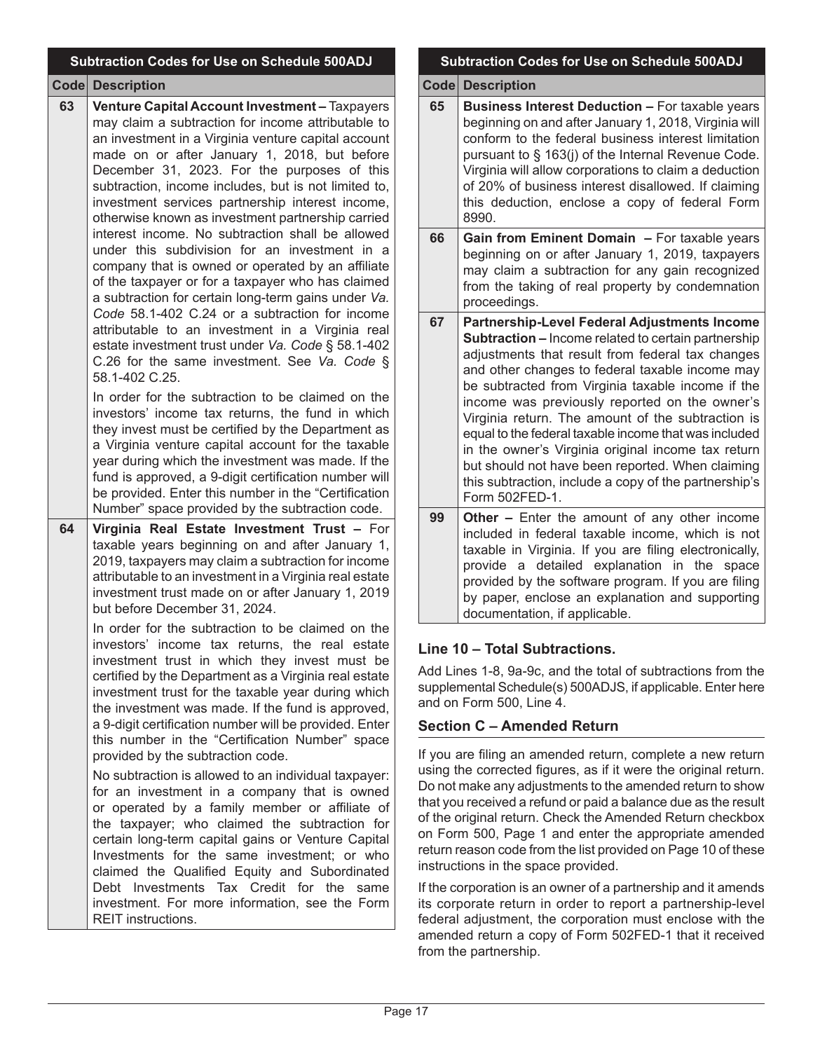| Code | Description |
| --- | --- |
| 63 | **Venture Capital Account Investment –** Taxpayers may claim a subtraction for income attributable to an investment in a Virginia venture capital account made on or after January 1, 2018, but before December 31, 2023. For the purposes of this subtraction, income includes, but is not limited to, investment services partnership interest income, otherwise known as investment partnership carried interest income. No subtraction shall be allowed under this subdivision for an investment in a company that is owned or operated by an affiliate of the taxpayer or for a taxpayer who has claimed a subtraction for certain long-term gains under *Va. Code* 58.1-402 C.24 or a subtraction for income attributable to an investment in a Virginia real estate investment trust under *Va. Code* § 58.1-402 C.26 for the same investment. See *Va. Code* § 58.1-402 C.25. <br><br> In order for the subtraction to be claimed on the investors' income tax returns, the fund in which they invest must be certified by the Department as a Virginia venture capital account for the taxable year during which the investment was made. If the fund is approved, a 9-digit certification number will be provided. Enter this number in the "Certification Number" space provided by the subtraction code. |
| 64 | **Virginia Real Estate Investment Trust –** For taxable years beginning on and after January 1, 2019, taxpayers may claim a subtraction for income attributable to an investment in a Virginia real estate investment trust made on or after January 1, 2019 but before December 31, 2024. <br><br> In order for the subtraction to be claimed on the investors' income tax returns, the real estate investment trust in which they invest must be certified by the Department as a Virginia real estate investment trust for the taxable year during which the investment was made. If the fund is approved, a 9-digit certification number will be provided. Enter this number in the "Certification Number" space provided by the subtraction code. <br><br> No subtraction is allowed to an individual taxpayer: for an investment in a company that is owned or operated by a family member or affiliate of the taxpayer; who claimed the subtraction for certain long-term capital gains or Venture Capital Investments for the same investment; or who claimed the Qualified Equity and Subordinated Debt Investments Tax Credit for the same investment. For more information, see the Form REIT instructions. |
| 65 | **Business Interest Deduction –** For taxable years beginning on and after January 1, 2018, Virginia will conform to the federal business interest limitation pursuant to § 163(j) of the Internal Revenue Code. Virginia will allow corporations to claim a deduction of 20% of business interest disallowed. If claiming this deduction, enclose a copy of federal Form 8990. |
| 66 | **Gain from Eminent Domain –** For taxable years beginning on or after January 1, 2019, taxpayers may claim a subtraction for any gain recognized from the taking of real property by condemnation proceedings. |
| 67 | **Partnership-Level Federal Adjustments Income Subtraction –** Income related to certain partnership adjustments that result from federal tax changes and other changes to federal taxable income may be subtracted from Virginia taxable income if the income was previously reported on the owner's Virginia return. The amount of the subtraction is equal to the federal taxable income that was included in the owner's Virginia original income tax return but should not have been reported. When claiming this subtraction, include a copy of the partnership's Form 502FED-1. |
| 99 | **Other –** Enter the amount of any other income included in federal taxable income, which is not taxable in Virginia. If you are filing electronically, provide a detailed explanation in the space provided by the software program. If you are filing by paper, enclose an explanation and supporting documentation, if applicable. |

### Line 10 – Total Subtractions.

Add Lines 1-8, 9a-9c, and the total of subtractions from the supplemental Schedule(s) 500ADJS, if applicable. Enter here and on Form 500, Line 4.

## Section C – Amended Return

If you are filing an amended return, complete a new return using the corrected figures, as if it were the original return. Do not make any adjustments to the amended return to show that you received a refund or paid a balance due as the result of the original return. Check the Amended Return checkbox on Form 500, Page 1 and enter the appropriate amended return reason code from the list provided on Page 10 of these instructions in the space provided.

If the corporation is an owner of a partnership and it amends its corporate return in order to report a partnership-level federal adjustment, the corporation must enclose with the amended return a copy of Form 502FED-1 that it received from the partnership.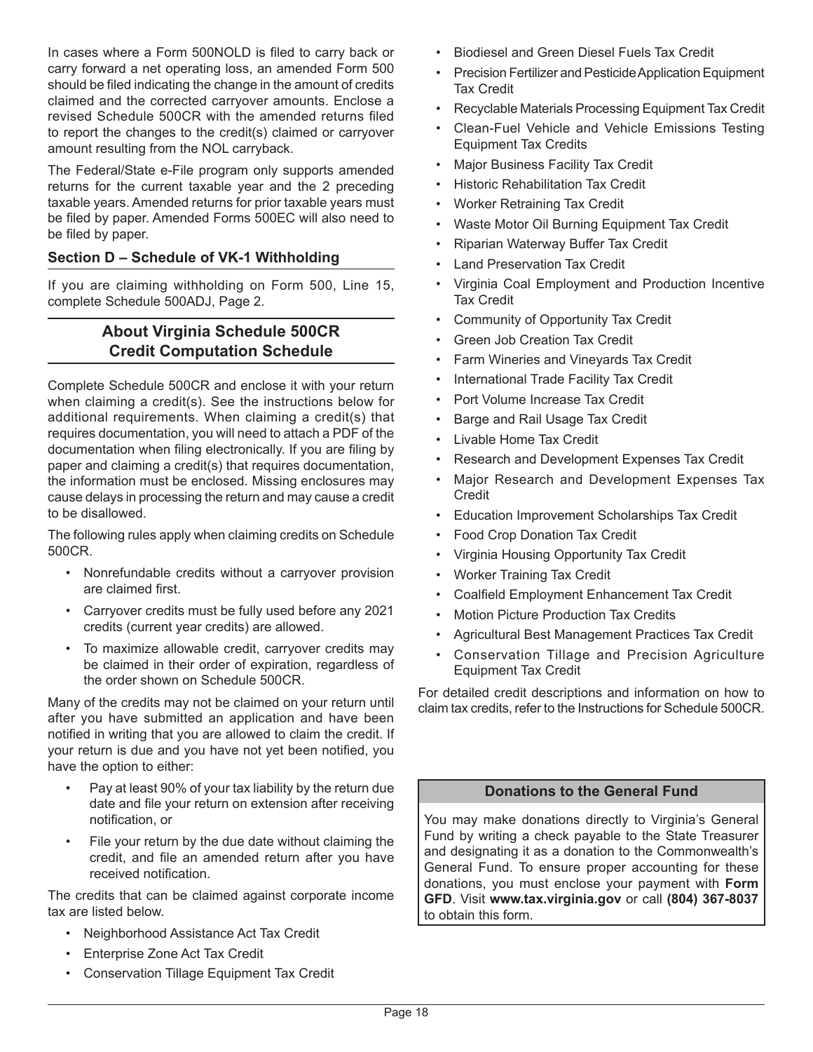In cases where a Form 500NOLD is filed to carry back or carry forward a net operating loss, an amended Form 500 should be filed indicating the change in the amount of credits claimed and the corrected carryover amounts. Enclose a revised Schedule 500CR with the amended returns filed to report the changes to the credit(s) claimed or carryover amount resulting from the NOL carryback.

The Federal/State e-File program only supports amended returns for the current taxable year and the 2 preceding taxable years. Amended returns for prior taxable years must be filed by paper. Amended Forms 500EC will also need to be filed by paper.

### Section D – Schedule of VK-1 Withholding

If you are claiming withholding on Form 500, Line 15, complete Schedule 500ADJ, Page 2.

## About Virginia Schedule 500CR Credit Computation Schedule

Complete Schedule 500CR and enclose it with your return when claiming a credit(s). See the instructions below for additional requirements. When claiming a credit(s) that requires documentation, you will need to attach a PDF of the documentation when filing electronically. If you are filing by paper and claiming a credit(s) that requires documentation, the information must be enclosed. Missing enclosures may cause delays in processing the return and may cause a credit to be disallowed.

The following rules apply when claiming credits on Schedule 500CR.

- Nonrefundable credits without a carryover provision are claimed first.
- Carryover credits must be fully used before any 2021 credits (current year credits) are allowed.
- To maximize allowable credit, carryover credits may be claimed in their order of expiration, regardless of the order shown on Schedule 500CR.

Many of the credits may not be claimed on your return until after you have submitted an application and have been notified in writing that you are allowed to claim the credit. If your return is due and you have not yet been notified, you have the option to either:

- Pay at least 90% of your tax liability by the return due date and file your return on extension after receiving notification, or
- File your return by the due date without claiming the credit, and file an amended return after you have received notification.

The credits that can be claimed against corporate income tax are listed below.

- Neighborhood Assistance Act Tax Credit
- Enterprise Zone Act Tax Credit
- Conservation Tillage Equipment Tax Credit
- Biodiesel and Green Diesel Fuels Tax Credit
- Precision Fertilizer and Pesticide Application Equipment Tax Credit
- Recyclable Materials Processing Equipment Tax Credit
- Clean-Fuel Vehicle and Vehicle Emissions Testing Equipment Tax Credits
- Major Business Facility Tax Credit
- Historic Rehabilitation Tax Credit
- Worker Retraining Tax Credit
- Waste Motor Oil Burning Equipment Tax Credit
- Riparian Waterway Buffer Tax Credit
- Land Preservation Tax Credit
- Virginia Coal Employment and Production Incentive Tax Credit
- Community of Opportunity Tax Credit
- Green Job Creation Tax Credit
- Farm Wineries and Vineyards Tax Credit
- International Trade Facility Tax Credit
- Port Volume Increase Tax Credit
- Barge and Rail Usage Tax Credit
- Livable Home Tax Credit
- Research and Development Expenses Tax Credit
- Major Research and Development Expenses Tax Credit
- Education Improvement Scholarships Tax Credit
- Food Crop Donation Tax Credit
- Virginia Housing Opportunity Tax Credit
- Worker Training Tax Credit
- Coalfield Employment Enhancement Tax Credit
- Motion Picture Production Tax Credits
- Agricultural Best Management Practices Tax Credit
- Conservation Tillage and Precision Agriculture Equipment Tax Credit

For detailed credit descriptions and information on how to claim tax credits, refer to the Instructions for Schedule 500CR.

### Donations to the General Fund

You may make donations directly to Virginia's General Fund by writing a check payable to the State Treasurer and designating it as a donation to the Commonwealth's General Fund. To ensure proper accounting for these donations, you must enclose your payment with **Form GFD**. Visit **www.tax.virginia.gov** or call **(804) 367-8037** to obtain this form.